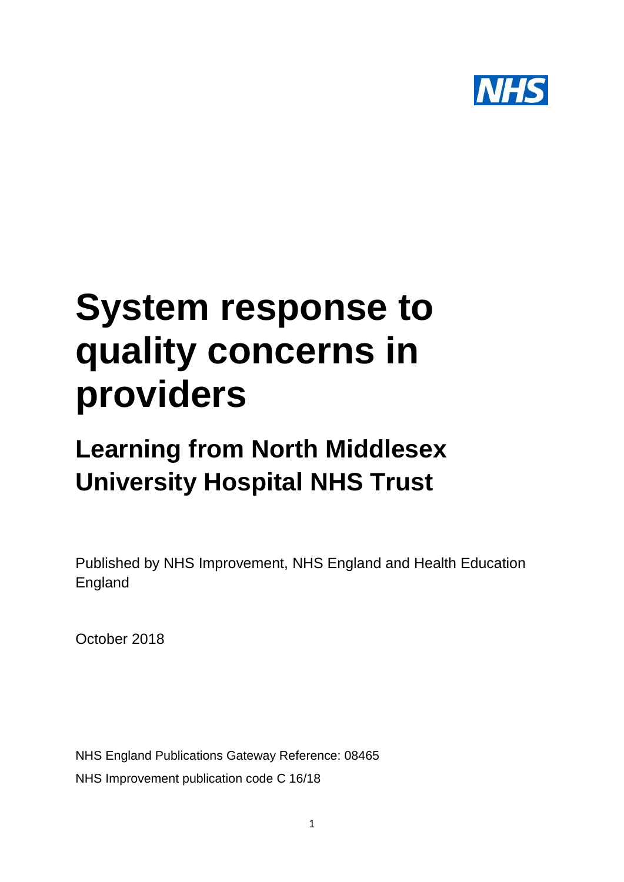# System response to quality concerns in providers

## Learning from North Middlesex University Hospital NHS Trust

Published by NHS Improvement, NHS England and Health Education England

October 2018

NHS England Publications Gateway Reference: 08465

NHS Improvement publication code C 16/18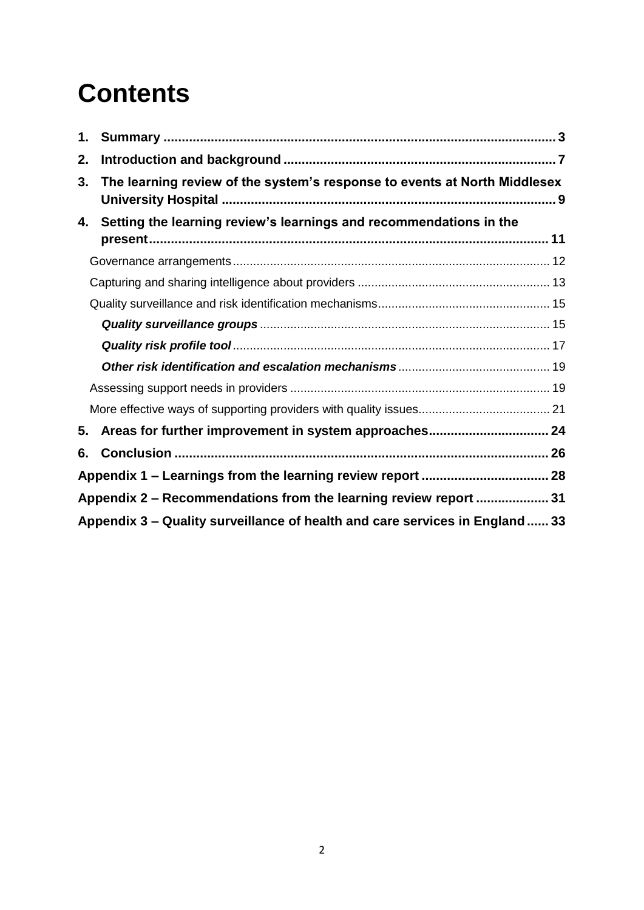# Contents

1. **Summary** ... 3
2. **Introduction and background** ... 7
3. **The learning review of the system's response to events at North Middlesex University Hospital** ... 9
4. **Setting the learning review's learnings and recommendations in the present** ... 11
   - Governance arrangements ... 12
   - Capturing and sharing intelligence about providers ... 13
   - Quality surveillance and risk identification mechanisms ... 15
     - ***Quality surveillance groups*** ... 15
     - ***Quality risk profile tool*** ... 17
     - ***Other risk identification and escalation mechanisms*** ... 19
   - Assessing support needs in providers ... 19
   - More effective ways of supporting providers with quality issues ... 21
5. **Areas for further improvement in system approaches** ... 24
6. **Conclusion** ... 26

**Appendix 1 – Learnings from the learning review report** ... 28

**Appendix 2 – Recommendations from the learning review report** ... 31

**Appendix 3 – Quality surveillance of health and care services in England** ... 33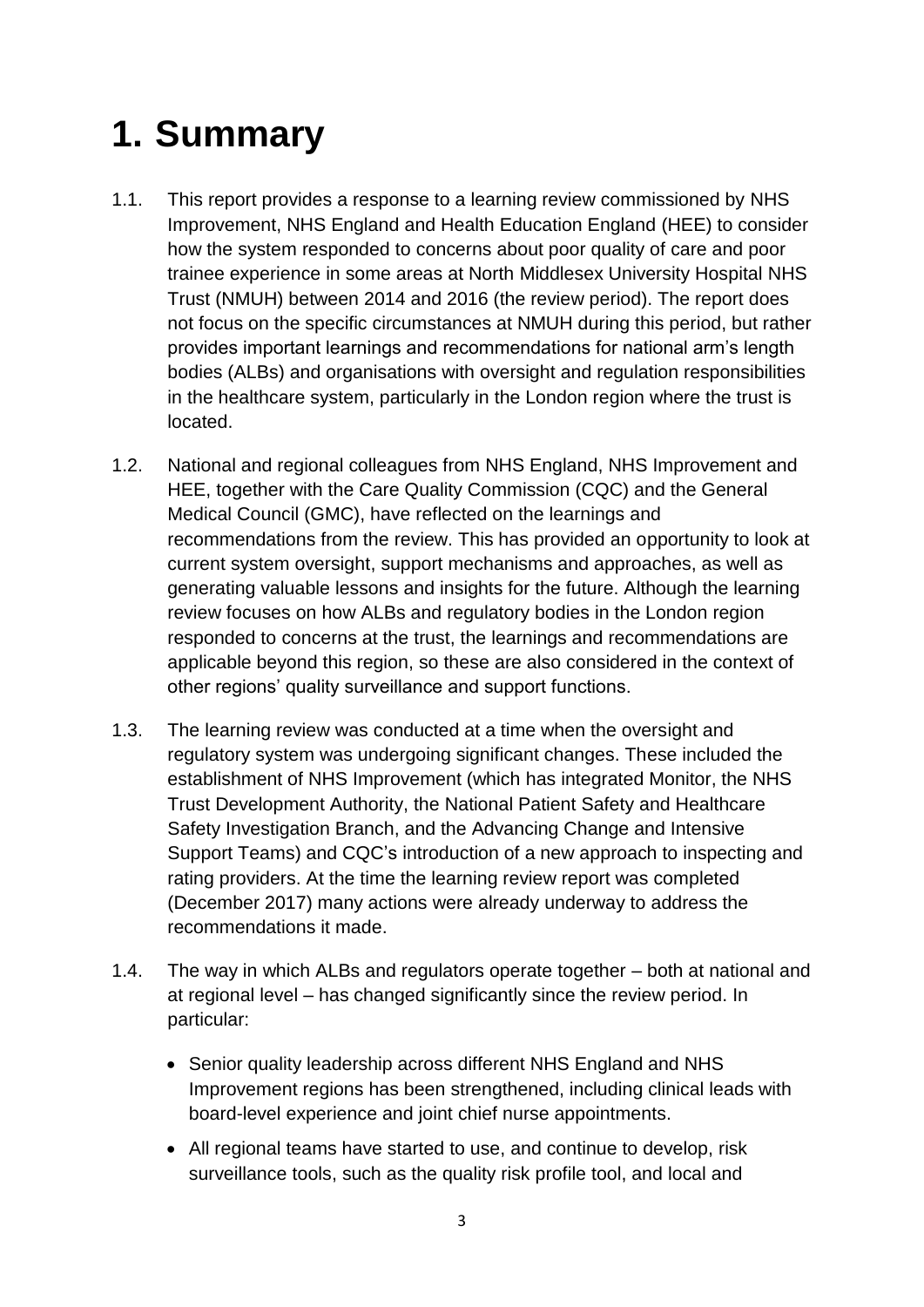# 1. Summary

1.1. This report provides a response to a learning review commissioned by NHS Improvement, NHS England and Health Education England (HEE) to consider how the system responded to concerns about poor quality of care and poor trainee experience in some areas at North Middlesex University Hospital NHS Trust (NMUH) between 2014 and 2016 (the review period). The report does not focus on the specific circumstances at NMUH during this period, but rather provides important learnings and recommendations for national arm's length bodies (ALBs) and organisations with oversight and regulation responsibilities in the healthcare system, particularly in the London region where the trust is located.

1.2. National and regional colleagues from NHS England, NHS Improvement and HEE, together with the Care Quality Commission (CQC) and the General Medical Council (GMC), have reflected on the learnings and recommendations from the review. This has provided an opportunity to look at current system oversight, support mechanisms and approaches, as well as generating valuable lessons and insights for the future. Although the learning review focuses on how ALBs and regulatory bodies in the London region responded to concerns at the trust, the learnings and recommendations are applicable beyond this region, so these are also considered in the context of other regions' quality surveillance and support functions.

1.3. The learning review was conducted at a time when the oversight and regulatory system was undergoing significant changes. These included the establishment of NHS Improvement (which has integrated Monitor, the NHS Trust Development Authority, the National Patient Safety and Healthcare Safety Investigation Branch, and the Advancing Change and Intensive Support Teams) and CQC's introduction of a new approach to inspecting and rating providers. At the time the learning review report was completed (December 2017) many actions were already underway to address the recommendations it made.

1.4. The way in which ALBs and regulators operate together – both at national and at regional level – has changed significantly since the review period. In particular:

- Senior quality leadership across different NHS England and NHS Improvement regions has been strengthened, including clinical leads with board-level experience and joint chief nurse appointments.
- All regional teams have started to use, and continue to develop, risk surveillance tools, such as the quality risk profile tool, and local and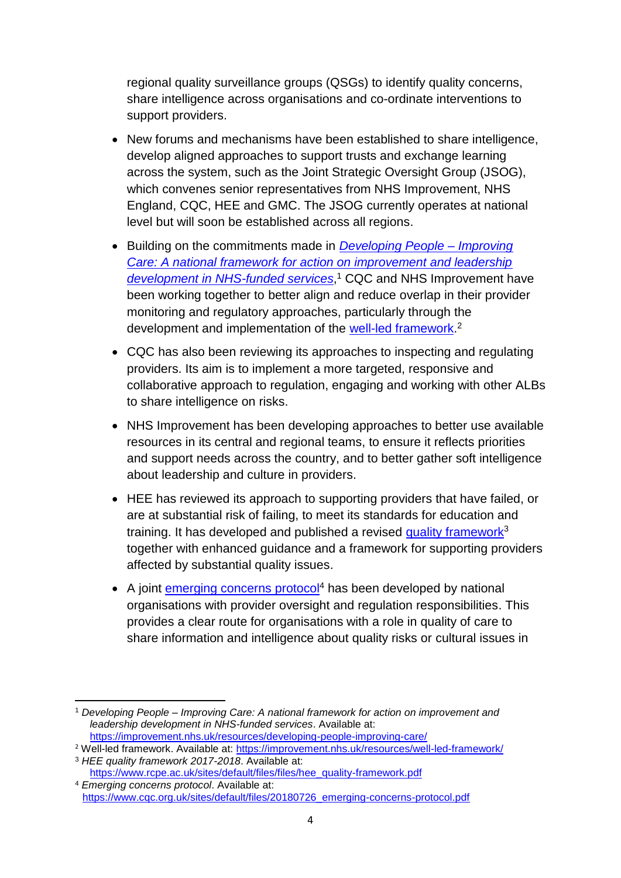regional quality surveillance groups (QSGs) to identify quality concerns, share intelligence across organisations and co-ordinate interventions to support providers.

- New forums and mechanisms have been established to share intelligence, develop aligned approaches to support trusts and exchange learning across the system, such as the Joint Strategic Oversight Group (JSOG), which convenes senior representatives from NHS Improvement, NHS England, CQC, HEE and GMC. The JSOG currently operates at national level but will soon be established across all regions.
- Building on the commitments made in [*Developing People – Improving Care: A national framework for action on improvement and leadership development in NHS-funded services*](https://improvement.nhs.uk/resources/developing-people-improving-care/),[1] CQC and NHS Improvement have been working together to better align and reduce overlap in their provider monitoring and regulatory approaches, particularly through the development and implementation of the [well-led framework](https://improvement.nhs.uk/resources/well-led-framework/).[2]
- CQC has also been reviewing its approaches to inspecting and regulating providers. Its aim is to implement a more targeted, responsive and collaborative approach to regulation, engaging and working with other ALBs to share intelligence on risks.
- NHS Improvement has been developing approaches to better use available resources in its central and regional teams, to ensure it reflects priorities and support needs across the country, and to better gather soft intelligence about leadership and culture in providers.
- HEE has reviewed its approach to supporting providers that have failed, or are at substantial risk of failing, to meet its standards for education and training. It has developed and published a revised [quality framework](https://www.rcpe.ac.uk/sites/default/files/files/hee_quality-framework.pdf)[3] together with enhanced guidance and a framework for supporting providers affected by substantial quality issues.
- A joint [emerging concerns protocol](https://www.cqc.org.uk/sites/default/files/20180726_emerging-concerns-protocol.pdf)[4] has been developed by national organisations with provider oversight and regulation responsibilities. This provides a clear route for organisations with a role in quality of care to share information and intelligence about quality risks or cultural issues in

---

[1] *Developing People – Improving Care: A national framework for action on improvement and leadership development in NHS-funded services*. Available at: https://improvement.nhs.uk/resources/developing-people-improving-care/

[2] Well-led framework. Available at: https://improvement.nhs.uk/resources/well-led-framework/

[3] *HEE quality framework 2017-2018*. Available at: https://www.rcpe.ac.uk/sites/default/files/files/hee_quality-framework.pdf

[4] *Emerging concerns protocol*. Available at: https://www.cqc.org.uk/sites/default/files/20180726_emerging-concerns-protocol.pdf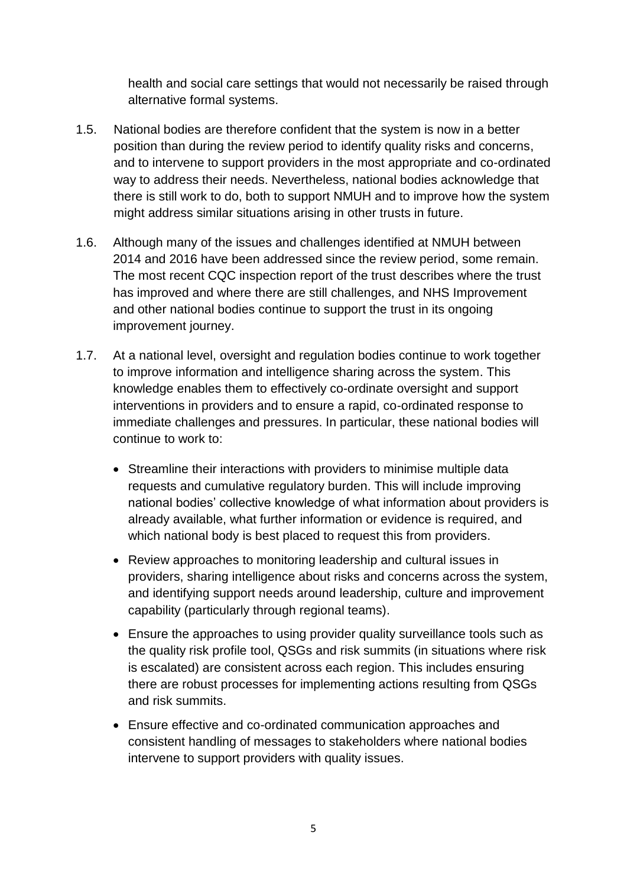health and social care settings that would not necessarily be raised through alternative formal systems.

1.5. National bodies are therefore confident that the system is now in a better position than during the review period to identify quality risks and concerns, and to intervene to support providers in the most appropriate and co-ordinated way to address their needs. Nevertheless, national bodies acknowledge that there is still work to do, both to support NMUH and to improve how the system might address similar situations arising in other trusts in future.

1.6. Although many of the issues and challenges identified at NMUH between 2014 and 2016 have been addressed since the review period, some remain. The most recent CQC inspection report of the trust describes where the trust has improved and where there are still challenges, and NHS Improvement and other national bodies continue to support the trust in its ongoing improvement journey.

1.7. At a national level, oversight and regulation bodies continue to work together to improve information and intelligence sharing across the system. This knowledge enables them to effectively co-ordinate oversight and support interventions in providers and to ensure a rapid, co-ordinated response to immediate challenges and pressures. In particular, these national bodies will continue to work to:

- Streamline their interactions with providers to minimise multiple data requests and cumulative regulatory burden. This will include improving national bodies' collective knowledge of what information about providers is already available, what further information or evidence is required, and which national body is best placed to request this from providers.
- Review approaches to monitoring leadership and cultural issues in providers, sharing intelligence about risks and concerns across the system, and identifying support needs around leadership, culture and improvement capability (particularly through regional teams).
- Ensure the approaches to using provider quality surveillance tools such as the quality risk profile tool, QSGs and risk summits (in situations where risk is escalated) are consistent across each region. This includes ensuring there are robust processes for implementing actions resulting from QSGs and risk summits.
- Ensure effective and co-ordinated communication approaches and consistent handling of messages to stakeholders where national bodies intervene to support providers with quality issues.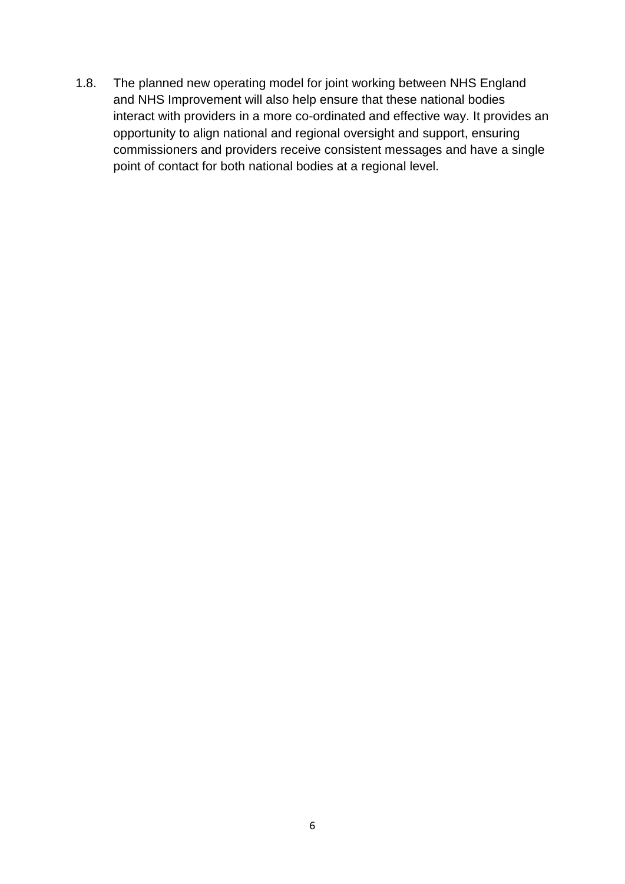1.8. The planned new operating model for joint working between NHS England and NHS Improvement will also help ensure that these national bodies interact with providers in a more co-ordinated and effective way. It provides an opportunity to align national and regional oversight and support, ensuring commissioners and providers receive consistent messages and have a single point of contact for both national bodies at a regional level.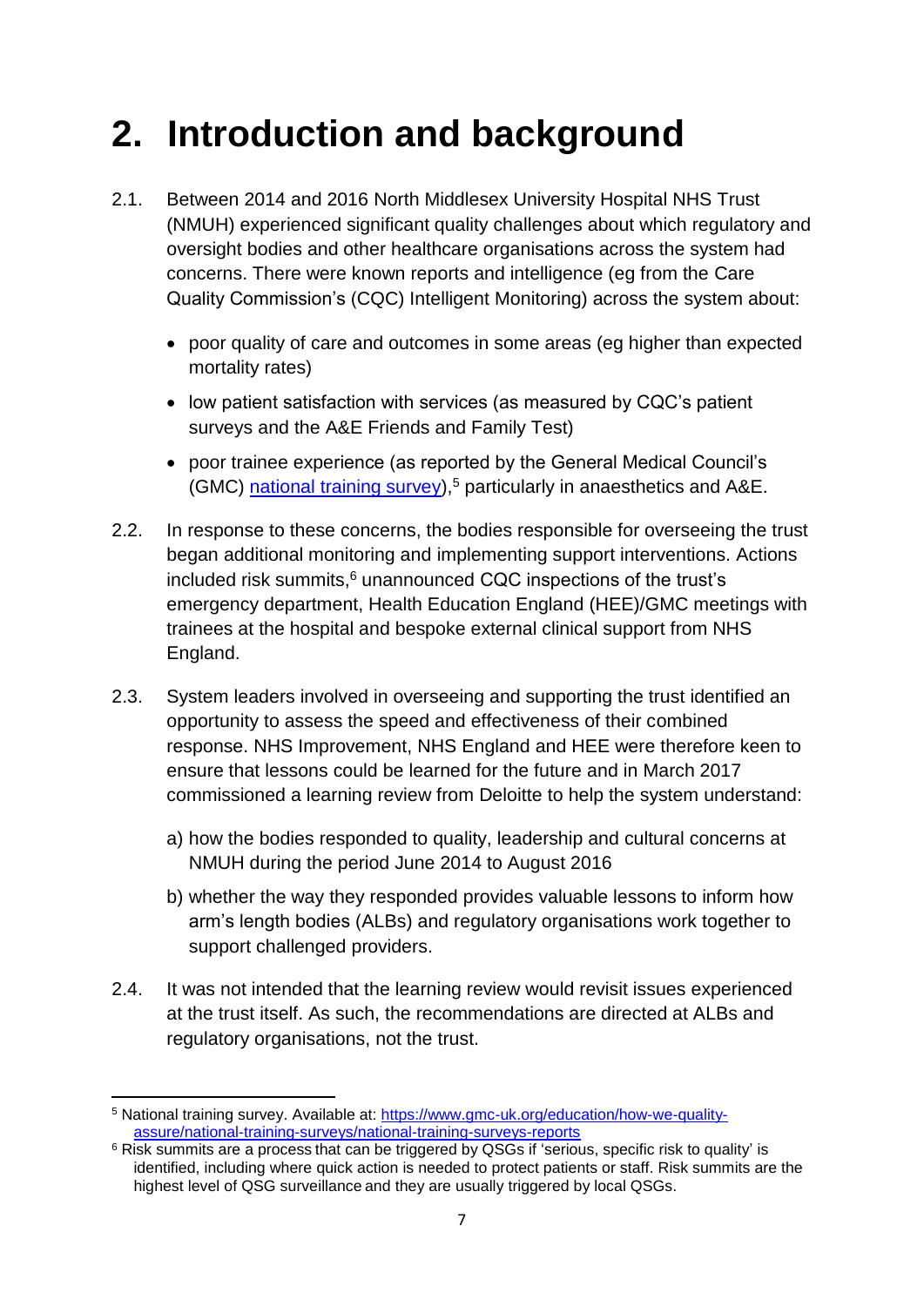# 2. Introduction and background

2.1. Between 2014 and 2016 North Middlesex University Hospital NHS Trust (NMUH) experienced significant quality challenges about which regulatory and oversight bodies and other healthcare organisations across the system had concerns. There were known reports and intelligence (eg from the Care Quality Commission's (CQC) Intelligent Monitoring) across the system about:

- poor quality of care and outcomes in some areas (eg higher than expected mortality rates)
- low patient satisfaction with services (as measured by CQC's patient surveys and the A&E Friends and Family Test)
- poor trainee experience (as reported by the General Medical Council's (GMC) [national training survey](https://www.gmc-uk.org/education/how-we-quality-assure/national-training-surveys/national-training-surveys-reports)),[5] particularly in anaesthetics and A&E.

2.2. In response to these concerns, the bodies responsible for overseeing the trust began additional monitoring and implementing support interventions. Actions included risk summits,[6] unannounced CQC inspections of the trust's emergency department, Health Education England (HEE)/GMC meetings with trainees at the hospital and bespoke external clinical support from NHS England.

2.3. System leaders involved in overseeing and supporting the trust identified an opportunity to assess the speed and effectiveness of their combined response. NHS Improvement, NHS England and HEE were therefore keen to ensure that lessons could be learned for the future and in March 2017 commissioned a learning review from Deloitte to help the system understand:

a) how the bodies responded to quality, leadership and cultural concerns at NMUH during the period June 2014 to August 2016

b) whether the way they responded provides valuable lessons to inform how arm's length bodies (ALBs) and regulatory organisations work together to support challenged providers.

2.4. It was not intended that the learning review would revisit issues experienced at the trust itself. As such, the recommendations are directed at ALBs and regulatory organisations, not the trust.

---

[5] National training survey. Available at: https://www.gmc-uk.org/education/how-we-quality-assure/national-training-surveys/national-training-surveys-reports

[6] Risk summits are a process that can be triggered by QSGs if 'serious, specific risk to quality' is identified, including where quick action is needed to protect patients or staff. Risk summits are the highest level of QSG surveillance and they are usually triggered by local QSGs.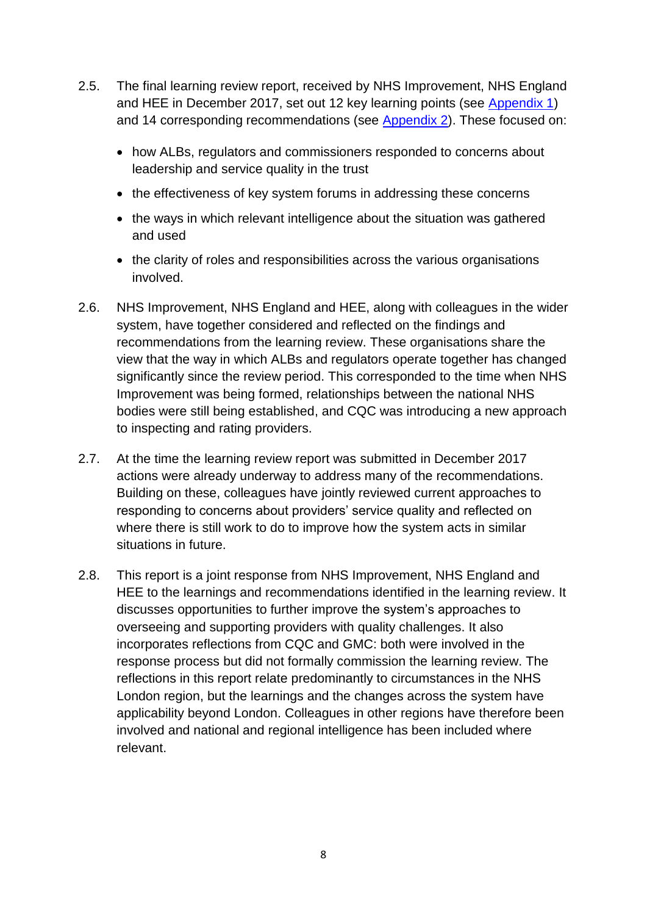2.5. The final learning review report, received by NHS Improvement, NHS England and HEE in December 2017, set out 12 key learning points (see Appendix 1) and 14 corresponding recommendations (see Appendix 2). These focused on:

- how ALBs, regulators and commissioners responded to concerns about leadership and service quality in the trust
- the effectiveness of key system forums in addressing these concerns
- the ways in which relevant intelligence about the situation was gathered and used
- the clarity of roles and responsibilities across the various organisations involved.

2.6. NHS Improvement, NHS England and HEE, along with colleagues in the wider system, have together considered and reflected on the findings and recommendations from the learning review. These organisations share the view that the way in which ALBs and regulators operate together has changed significantly since the review period. This corresponded to the time when NHS Improvement was being formed, relationships between the national NHS bodies were still being established, and CQC was introducing a new approach to inspecting and rating providers.

2.7. At the time the learning review report was submitted in December 2017 actions were already underway to address many of the recommendations. Building on these, colleagues have jointly reviewed current approaches to responding to concerns about providers' service quality and reflected on where there is still work to do to improve how the system acts in similar situations in future.

2.8. This report is a joint response from NHS Improvement, NHS England and HEE to the learnings and recommendations identified in the learning review. It discusses opportunities to further improve the system's approaches to overseeing and supporting providers with quality challenges. It also incorporates reflections from CQC and GMC: both were involved in the response process but did not formally commission the learning review. The reflections in this report relate predominantly to circumstances in the NHS London region, but the learnings and the changes across the system have applicability beyond London. Colleagues in other regions have therefore been involved and national and regional intelligence has been included where relevant.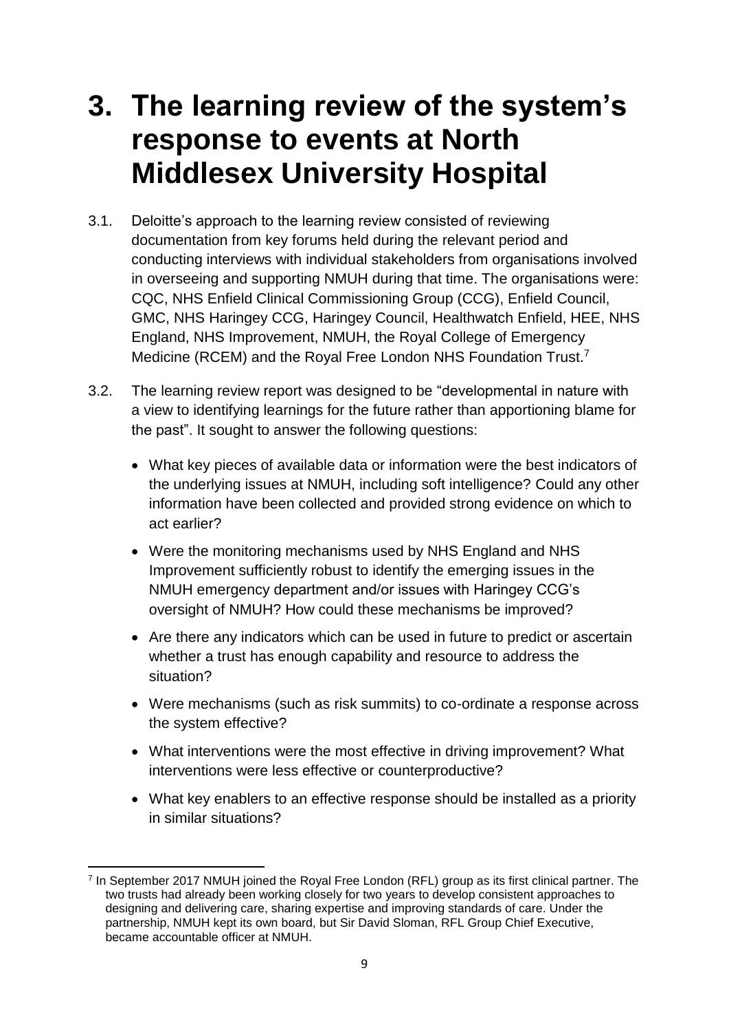# 3. The learning review of the system's response to events at North Middlesex University Hospital

3.1. Deloitte's approach to the learning review consisted of reviewing documentation from key forums held during the relevant period and conducting interviews with individual stakeholders from organisations involved in overseeing and supporting NMUH during that time. The organisations were: CQC, NHS Enfield Clinical Commissioning Group (CCG), Enfield Council, GMC, NHS Haringey CCG, Haringey Council, Healthwatch Enfield, HEE, NHS England, NHS Improvement, NMUH, the Royal College of Emergency Medicine (RCEM) and the Royal Free London NHS Foundation Trust.[7]

3.2. The learning review report was designed to be "developmental in nature with a view to identifying learnings for the future rather than apportioning blame for the past". It sought to answer the following questions:

- What key pieces of available data or information were the best indicators of the underlying issues at NMUH, including soft intelligence? Could any other information have been collected and provided strong evidence on which to act earlier?
- Were the monitoring mechanisms used by NHS England and NHS Improvement sufficiently robust to identify the emerging issues in the NMUH emergency department and/or issues with Haringey CCG's oversight of NMUH? How could these mechanisms be improved?
- Are there any indicators which can be used in future to predict or ascertain whether a trust has enough capability and resource to address the situation?
- Were mechanisms (such as risk summits) to co-ordinate a response across the system effective?
- What interventions were the most effective in driving improvement? What interventions were less effective or counterproductive?
- What key enablers to an effective response should be installed as a priority in similar situations?

[7] In September 2017 NMUH joined the Royal Free London (RFL) group as its first clinical partner. The two trusts had already been working closely for two years to develop consistent approaches to designing and delivering care, sharing expertise and improving standards of care. Under the partnership, NMUH kept its own board, but Sir David Sloman, RFL Group Chief Executive, became accountable officer at NMUH.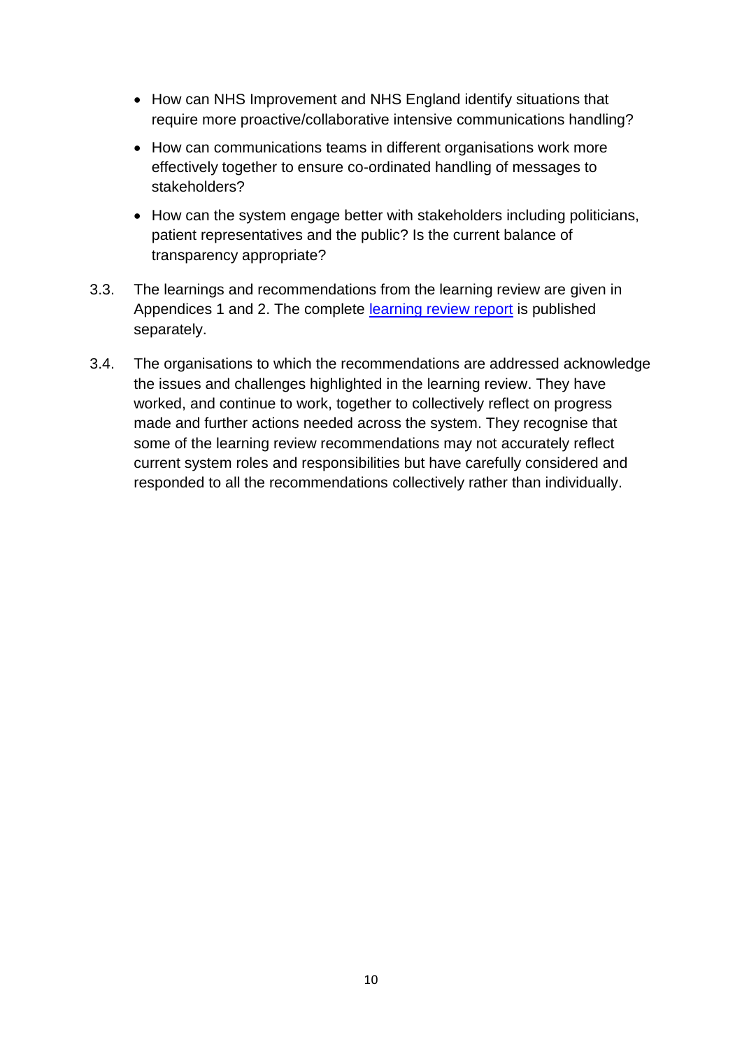- How can NHS Improvement and NHS England identify situations that require more proactive/collaborative intensive communications handling?
- How can communications teams in different organisations work more effectively together to ensure co-ordinated handling of messages to stakeholders?
- How can the system engage better with stakeholders including politicians, patient representatives and the public? Is the current balance of transparency appropriate?

3.3. The learnings and recommendations from the learning review are given in Appendices 1 and 2. The complete learning review report is published separately.

3.4. The organisations to which the recommendations are addressed acknowledge the issues and challenges highlighted in the learning review. They have worked, and continue to work, together to collectively reflect on progress made and further actions needed across the system. They recognise that some of the learning review recommendations may not accurately reflect current system roles and responsibilities but have carefully considered and responded to all the recommendations collectively rather than individually.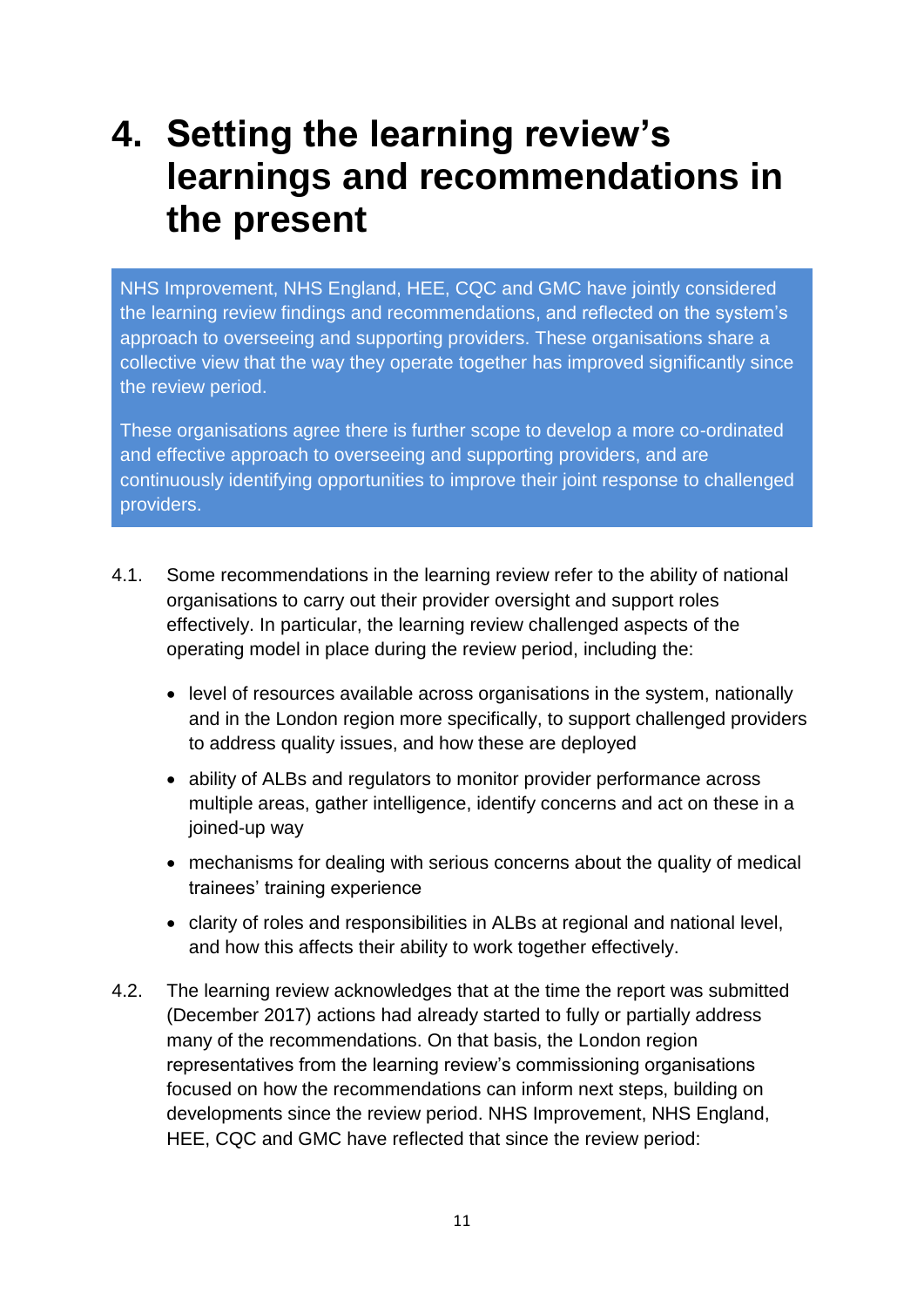# 4. Setting the learning review's learnings and recommendations in the present

> NHS Improvement, NHS England, HEE, CQC and GMC have jointly considered the learning review findings and recommendations, and reflected on the system's approach to overseeing and supporting providers. These organisations share a collective view that the way they operate together has improved significantly since the review period.
>
> These organisations agree there is further scope to develop a more co-ordinated and effective approach to overseeing and supporting providers, and are continuously identifying opportunities to improve their joint response to challenged providers.

4.1. Some recommendations in the learning review refer to the ability of national organisations to carry out their provider oversight and support roles effectively. In particular, the learning review challenged aspects of the operating model in place during the review period, including the:

- level of resources available across organisations in the system, nationally and in the London region more specifically, to support challenged providers to address quality issues, and how these are deployed
- ability of ALBs and regulators to monitor provider performance across multiple areas, gather intelligence, identify concerns and act on these in a joined-up way
- mechanisms for dealing with serious concerns about the quality of medical trainees' training experience
- clarity of roles and responsibilities in ALBs at regional and national level, and how this affects their ability to work together effectively.

4.2. The learning review acknowledges that at the time the report was submitted (December 2017) actions had already started to fully or partially address many of the recommendations. On that basis, the London region representatives from the learning review's commissioning organisations focused on how the recommendations can inform next steps, building on developments since the review period. NHS Improvement, NHS England, HEE, CQC and GMC have reflected that since the review period: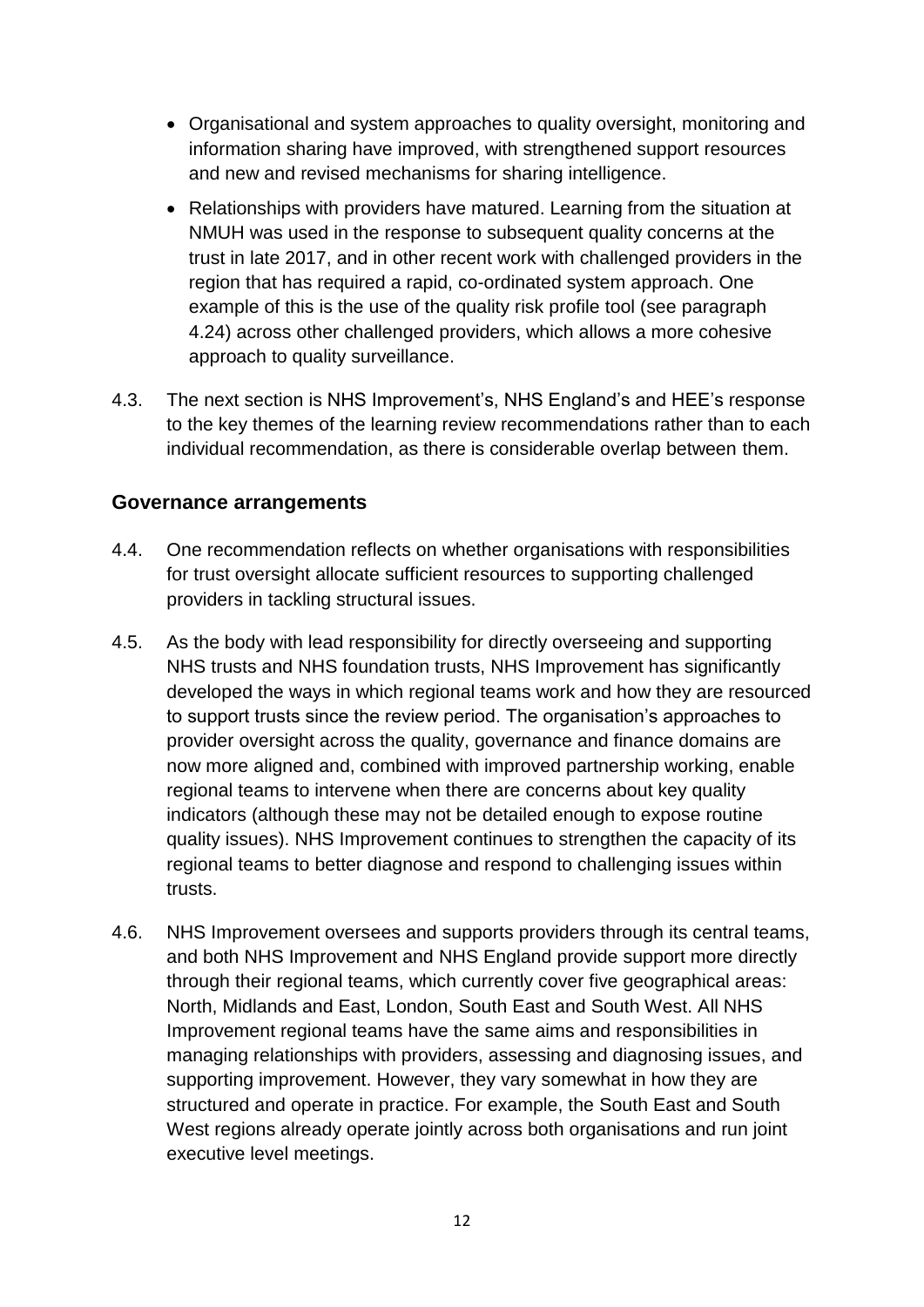- Organisational and system approaches to quality oversight, monitoring and information sharing have improved, with strengthened support resources and new and revised mechanisms for sharing intelligence.
- Relationships with providers have matured. Learning from the situation at NMUH was used in the response to subsequent quality concerns at the trust in late 2017, and in other recent work with challenged providers in the region that has required a rapid, co-ordinated system approach. One example of this is the use of the quality risk profile tool (see paragraph 4.24) across other challenged providers, which allows a more cohesive approach to quality surveillance.

4.3. The next section is NHS Improvement's, NHS England's and HEE's response to the key themes of the learning review recommendations rather than to each individual recommendation, as there is considerable overlap between them.

## Governance arrangements

4.4. One recommendation reflects on whether organisations with responsibilities for trust oversight allocate sufficient resources to supporting challenged providers in tackling structural issues.

4.5. As the body with lead responsibility for directly overseeing and supporting NHS trusts and NHS foundation trusts, NHS Improvement has significantly developed the ways in which regional teams work and how they are resourced to support trusts since the review period. The organisation's approaches to provider oversight across the quality, governance and finance domains are now more aligned and, combined with improved partnership working, enable regional teams to intervene when there are concerns about key quality indicators (although these may not be detailed enough to expose routine quality issues). NHS Improvement continues to strengthen the capacity of its regional teams to better diagnose and respond to challenging issues within trusts.

4.6. NHS Improvement oversees and supports providers through its central teams, and both NHS Improvement and NHS England provide support more directly through their regional teams, which currently cover five geographical areas: North, Midlands and East, London, South East and South West. All NHS Improvement regional teams have the same aims and responsibilities in managing relationships with providers, assessing and diagnosing issues, and supporting improvement. However, they vary somewhat in how they are structured and operate in practice. For example, the South East and South West regions already operate jointly across both organisations and run joint executive level meetings.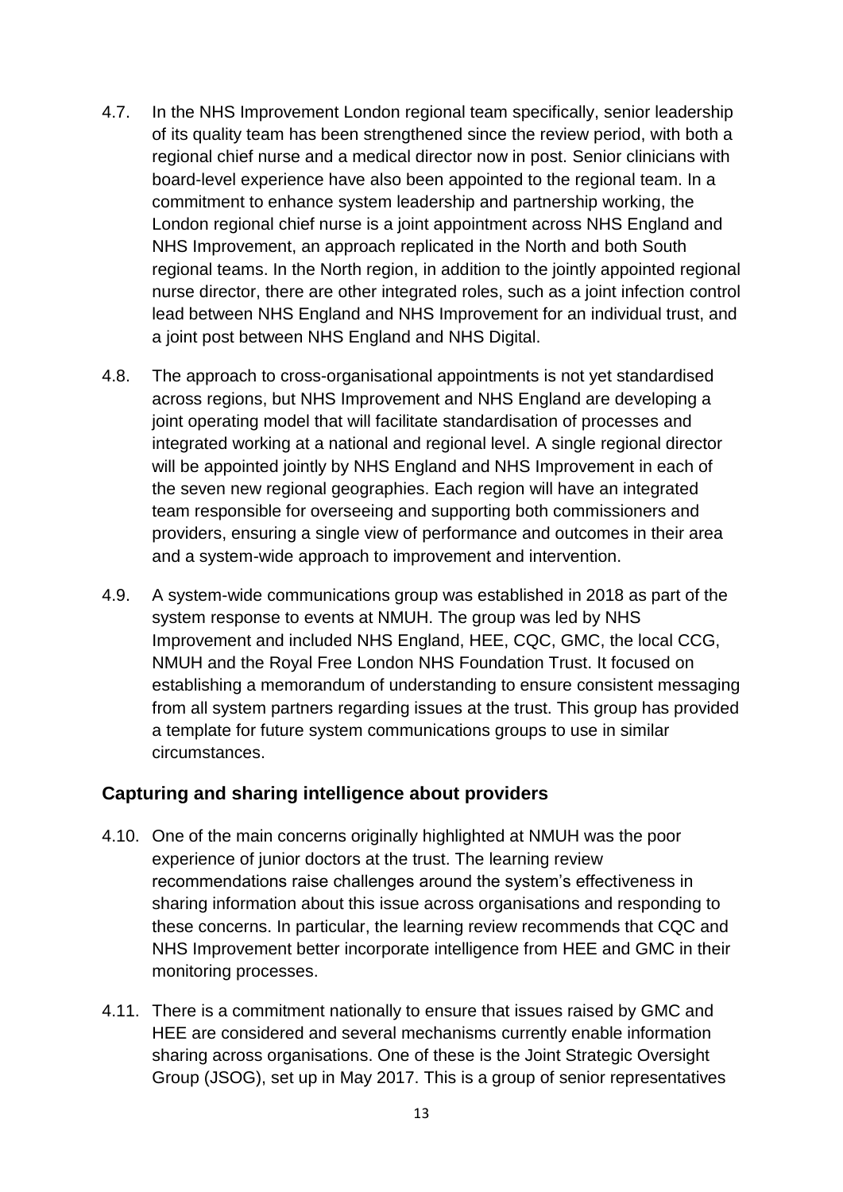4.7. In the NHS Improvement London regional team specifically, senior leadership of its quality team has been strengthened since the review period, with both a regional chief nurse and a medical director now in post. Senior clinicians with board-level experience have also been appointed to the regional team. In a commitment to enhance system leadership and partnership working, the London regional chief nurse is a joint appointment across NHS England and NHS Improvement, an approach replicated in the North and both South regional teams. In the North region, in addition to the jointly appointed regional nurse director, there are other integrated roles, such as a joint infection control lead between NHS England and NHS Improvement for an individual trust, and a joint post between NHS England and NHS Digital.

4.8. The approach to cross-organisational appointments is not yet standardised across regions, but NHS Improvement and NHS England are developing a joint operating model that will facilitate standardisation of processes and integrated working at a national and regional level. A single regional director will be appointed jointly by NHS England and NHS Improvement in each of the seven new regional geographies. Each region will have an integrated team responsible for overseeing and supporting both commissioners and providers, ensuring a single view of performance and outcomes in their area and a system-wide approach to improvement and intervention.

4.9. A system-wide communications group was established in 2018 as part of the system response to events at NMUH. The group was led by NHS Improvement and included NHS England, HEE, CQC, GMC, the local CCG, NMUH and the Royal Free London NHS Foundation Trust. It focused on establishing a memorandum of understanding to ensure consistent messaging from all system partners regarding issues at the trust. This group has provided a template for future system communications groups to use in similar circumstances.

## Capturing and sharing intelligence about providers

4.10. One of the main concerns originally highlighted at NMUH was the poor experience of junior doctors at the trust. The learning review recommendations raise challenges around the system's effectiveness in sharing information about this issue across organisations and responding to these concerns. In particular, the learning review recommends that CQC and NHS Improvement better incorporate intelligence from HEE and GMC in their monitoring processes.

4.11. There is a commitment nationally to ensure that issues raised by GMC and HEE are considered and several mechanisms currently enable information sharing across organisations. One of these is the Joint Strategic Oversight Group (JSOG), set up in May 2017. This is a group of senior representatives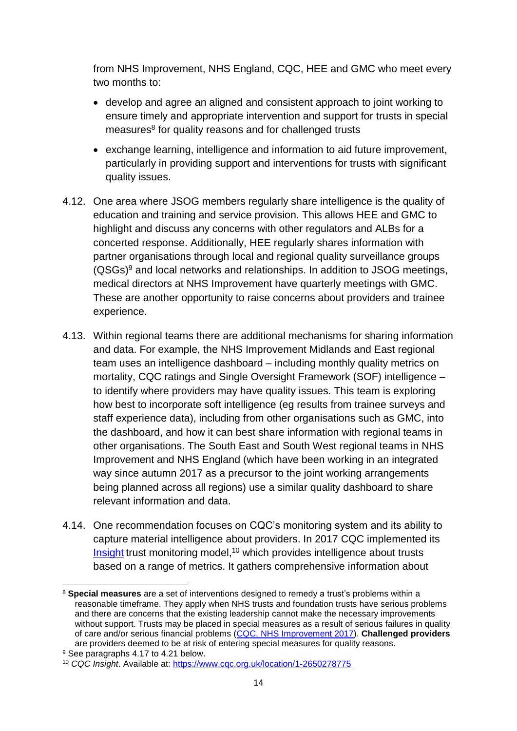from NHS Improvement, NHS England, CQC, HEE and GMC who meet every two months to:

- develop and agree an aligned and consistent approach to joint working to ensure timely and appropriate intervention and support for trusts in special measures[8] for quality reasons and for challenged trusts
- exchange learning, intelligence and information to aid future improvement, particularly in providing support and interventions for trusts with significant quality issues.

4.12. One area where JSOG members regularly share intelligence is the quality of education and training and service provision. This allows HEE and GMC to highlight and discuss any concerns with other regulators and ALBs for a concerted response. Additionally, HEE regularly shares information with partner organisations through local and regional quality surveillance groups (QSGs)[9] and local networks and relationships. In addition to JSOG meetings, medical directors at NHS Improvement have quarterly meetings with GMC. These are another opportunity to raise concerns about providers and trainee experience.

4.13. Within regional teams there are additional mechanisms for sharing information and data. For example, the NHS Improvement Midlands and East regional team uses an intelligence dashboard – including monthly quality metrics on mortality, CQC ratings and Single Oversight Framework (SOF) intelligence – to identify where providers may have quality issues. This team is exploring how best to incorporate soft intelligence (eg results from trainee surveys and staff experience data), including from other organisations such as GMC, into the dashboard, and how it can best share information with regional teams in other organisations. The South East and South West regional teams in NHS Improvement and NHS England (which have been working in an integrated way since autumn 2017 as a precursor to the joint working arrangements being planned across all regions) use a similar quality dashboard to share relevant information and data.

4.14. One recommendation focuses on CQC's monitoring system and its ability to capture material intelligence about providers. In 2017 CQC implemented its Insight trust monitoring model,[10] which provides intelligence about trusts based on a range of metrics. It gathers comprehensive information about

---

[8] **Special measures** are a set of interventions designed to remedy a trust's problems within a reasonable timeframe. They apply when NHS trusts and foundation trusts have serious problems and there are concerns that the existing leadership cannot make the necessary improvements without support. Trusts may be placed in special measures as a result of serious failures in quality of care and/or serious financial problems (CQC, NHS Improvement 2017). **Challenged providers** are providers deemed to be at risk of entering special measures for quality reasons.

[9] See paragraphs 4.17 to 4.21 below.

[10] *CQC Insight*. Available at: https://www.cqc.org.uk/location/1-2650278775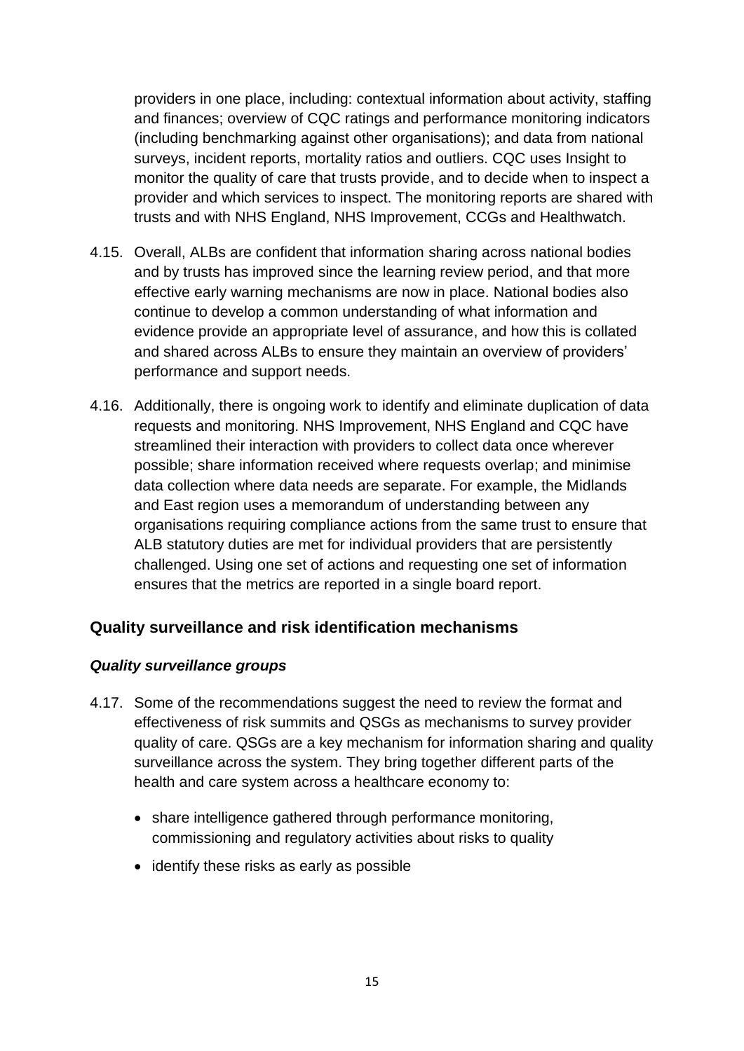providers in one place, including: contextual information about activity, staffing and finances; overview of CQC ratings and performance monitoring indicators (including benchmarking against other organisations); and data from national surveys, incident reports, mortality ratios and outliers. CQC uses Insight to monitor the quality of care that trusts provide, and to decide when to inspect a provider and which services to inspect. The monitoring reports are shared with trusts and with NHS England, NHS Improvement, CCGs and Healthwatch.

4.15. Overall, ALBs are confident that information sharing across national bodies and by trusts has improved since the learning review period, and that more effective early warning mechanisms are now in place. National bodies also continue to develop a common understanding of what information and evidence provide an appropriate level of assurance, and how this is collated and shared across ALBs to ensure they maintain an overview of providers' performance and support needs.

4.16. Additionally, there is ongoing work to identify and eliminate duplication of data requests and monitoring. NHS Improvement, NHS England and CQC have streamlined their interaction with providers to collect data once wherever possible; share information received where requests overlap; and minimise data collection where data needs are separate. For example, the Midlands and East region uses a memorandum of understanding between any organisations requiring compliance actions from the same trust to ensure that ALB statutory duties are met for individual providers that are persistently challenged. Using one set of actions and requesting one set of information ensures that the metrics are reported in a single board report.

## Quality surveillance and risk identification mechanisms

### *Quality surveillance groups*

4.17. Some of the recommendations suggest the need to review the format and effectiveness of risk summits and QSGs as mechanisms to survey provider quality of care. QSGs are a key mechanism for information sharing and quality surveillance across the system. They bring together different parts of the health and care system across a healthcare economy to:

- share intelligence gathered through performance monitoring, commissioning and regulatory activities about risks to quality
- identify these risks as early as possible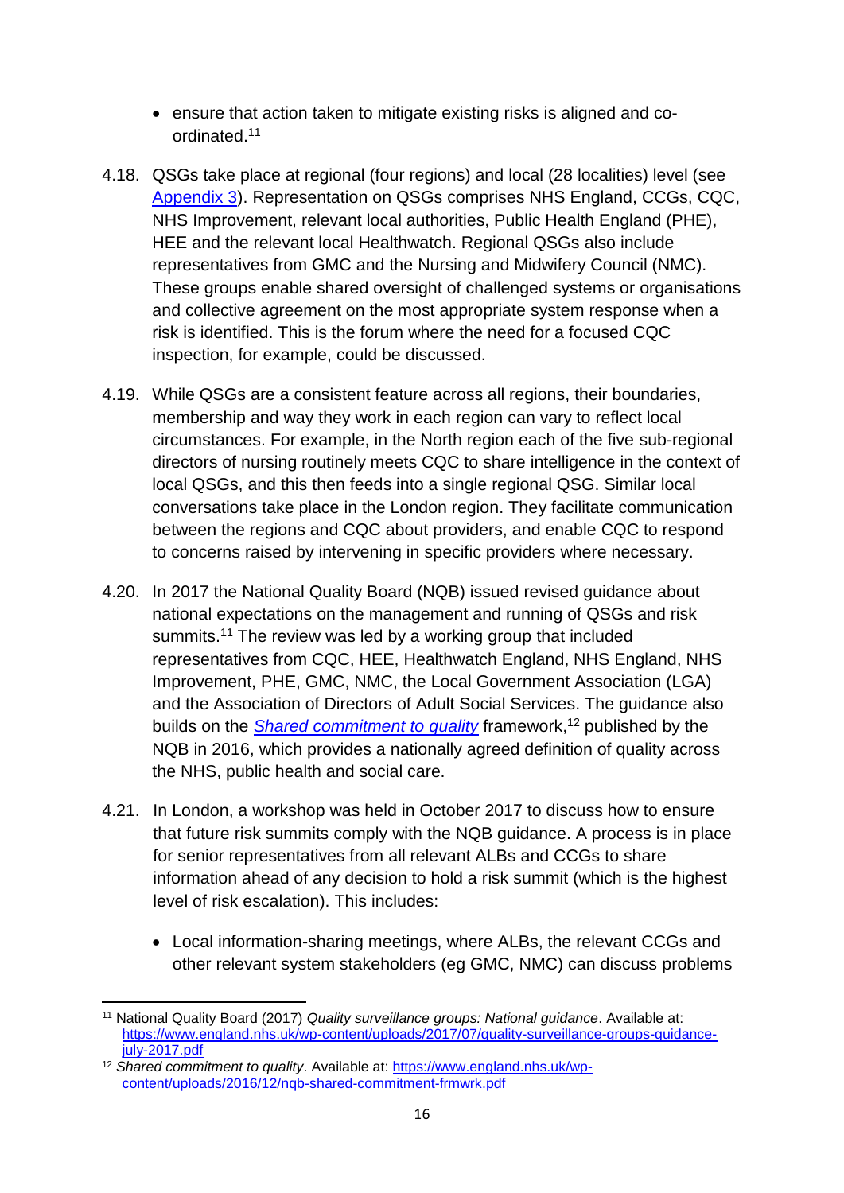- ensure that action taken to mitigate existing risks is aligned and co-ordinated.[11]

4.18. QSGs take place at regional (four regions) and local (28 localities) level (see [Appendix 3](#)). Representation on QSGs comprises NHS England, CCGs, CQC, NHS Improvement, relevant local authorities, Public Health England (PHE), HEE and the relevant local Healthwatch. Regional QSGs also include representatives from GMC and the Nursing and Midwifery Council (NMC). These groups enable shared oversight of challenged systems or organisations and collective agreement on the most appropriate system response when a risk is identified. This is the forum where the need for a focused CQC inspection, for example, could be discussed.

4.19. While QSGs are a consistent feature across all regions, their boundaries, membership and way they work in each region can vary to reflect local circumstances. For example, in the North region each of the five sub-regional directors of nursing routinely meets CQC to share intelligence in the context of local QSGs, and this then feeds into a single regional QSG. Similar local conversations take place in the London region. They facilitate communication between the regions and CQC about providers, and enable CQC to respond to concerns raised by intervening in specific providers where necessary.

4.20. In 2017 the National Quality Board (NQB) issued revised guidance about national expectations on the management and running of QSGs and risk summits.[11] The review was led by a working group that included representatives from CQC, HEE, Healthwatch England, NHS England, NHS Improvement, PHE, GMC, NMC, the Local Government Association (LGA) and the Association of Directors of Adult Social Services. The guidance also builds on the *[Shared commitment to quality](https://www.england.nhs.uk/wp-content/uploads/2016/12/nqb-shared-commitment-frmwrk.pdf)* framework,[12] published by the NQB in 2016, which provides a nationally agreed definition of quality across the NHS, public health and social care.

4.21. In London, a workshop was held in October 2017 to discuss how to ensure that future risk summits comply with the NQB guidance. A process is in place for senior representatives from all relevant ALBs and CCGs to share information ahead of any decision to hold a risk summit (which is the highest level of risk escalation). This includes:

- Local information-sharing meetings, where ALBs, the relevant CCGs and other relevant system stakeholders (eg GMC, NMC) can discuss problems

---

[11] National Quality Board (2017) *Quality surveillance groups: National guidance*. Available at: https://www.england.nhs.uk/wp-content/uploads/2017/07/quality-surveillance-groups-guidance-july-2017.pdf

[12] *Shared commitment to quality*. Available at: https://www.england.nhs.uk/wp-content/uploads/2016/12/nqb-shared-commitment-frmwrk.pdf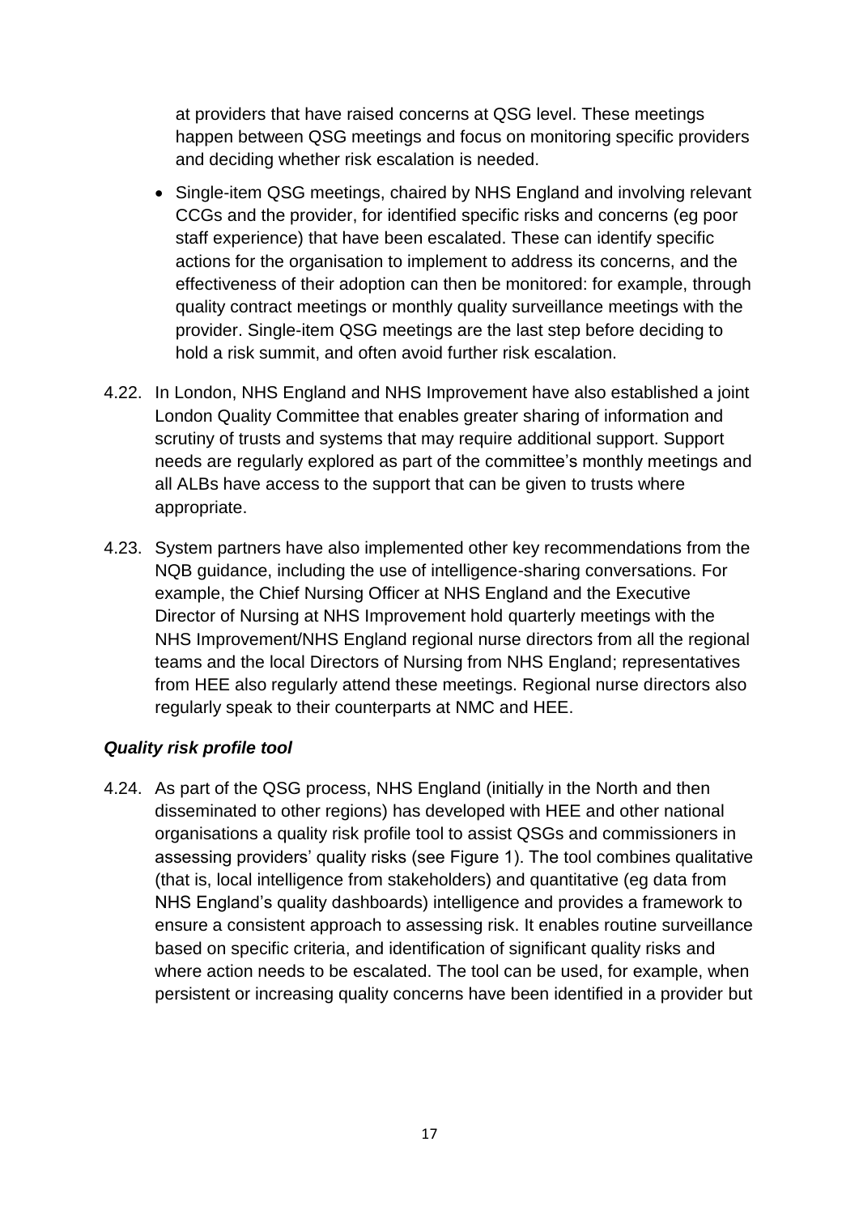at providers that have raised concerns at QSG level. These meetings happen between QSG meetings and focus on monitoring specific providers and deciding whether risk escalation is needed.

- Single-item QSG meetings, chaired by NHS England and involving relevant CCGs and the provider, for identified specific risks and concerns (eg poor staff experience) that have been escalated. These can identify specific actions for the organisation to implement to address its concerns, and the effectiveness of their adoption can then be monitored: for example, through quality contract meetings or monthly quality surveillance meetings with the provider. Single-item QSG meetings are the last step before deciding to hold a risk summit, and often avoid further risk escalation.

4.22. In London, NHS England and NHS Improvement have also established a joint London Quality Committee that enables greater sharing of information and scrutiny of trusts and systems that may require additional support. Support needs are regularly explored as part of the committee's monthly meetings and all ALBs have access to the support that can be given to trusts where appropriate.

4.23. System partners have also implemented other key recommendations from the NQB guidance, including the use of intelligence-sharing conversations. For example, the Chief Nursing Officer at NHS England and the Executive Director of Nursing at NHS Improvement hold quarterly meetings with the NHS Improvement/NHS England regional nurse directors from all the regional teams and the local Directors of Nursing from NHS England; representatives from HEE also regularly attend these meetings. Regional nurse directors also regularly speak to their counterparts at NMC and HEE.

### *Quality risk profile tool*

4.24. As part of the QSG process, NHS England (initially in the North and then disseminated to other regions) has developed with HEE and other national organisations a quality risk profile tool to assist QSGs and commissioners in assessing providers' quality risks (see Figure 1). The tool combines qualitative (that is, local intelligence from stakeholders) and quantitative (eg data from NHS England's quality dashboards) intelligence and provides a framework to ensure a consistent approach to assessing risk. It enables routine surveillance based on specific criteria, and identification of significant quality risks and where action needs to be escalated. The tool can be used, for example, when persistent or increasing quality concerns have been identified in a provider but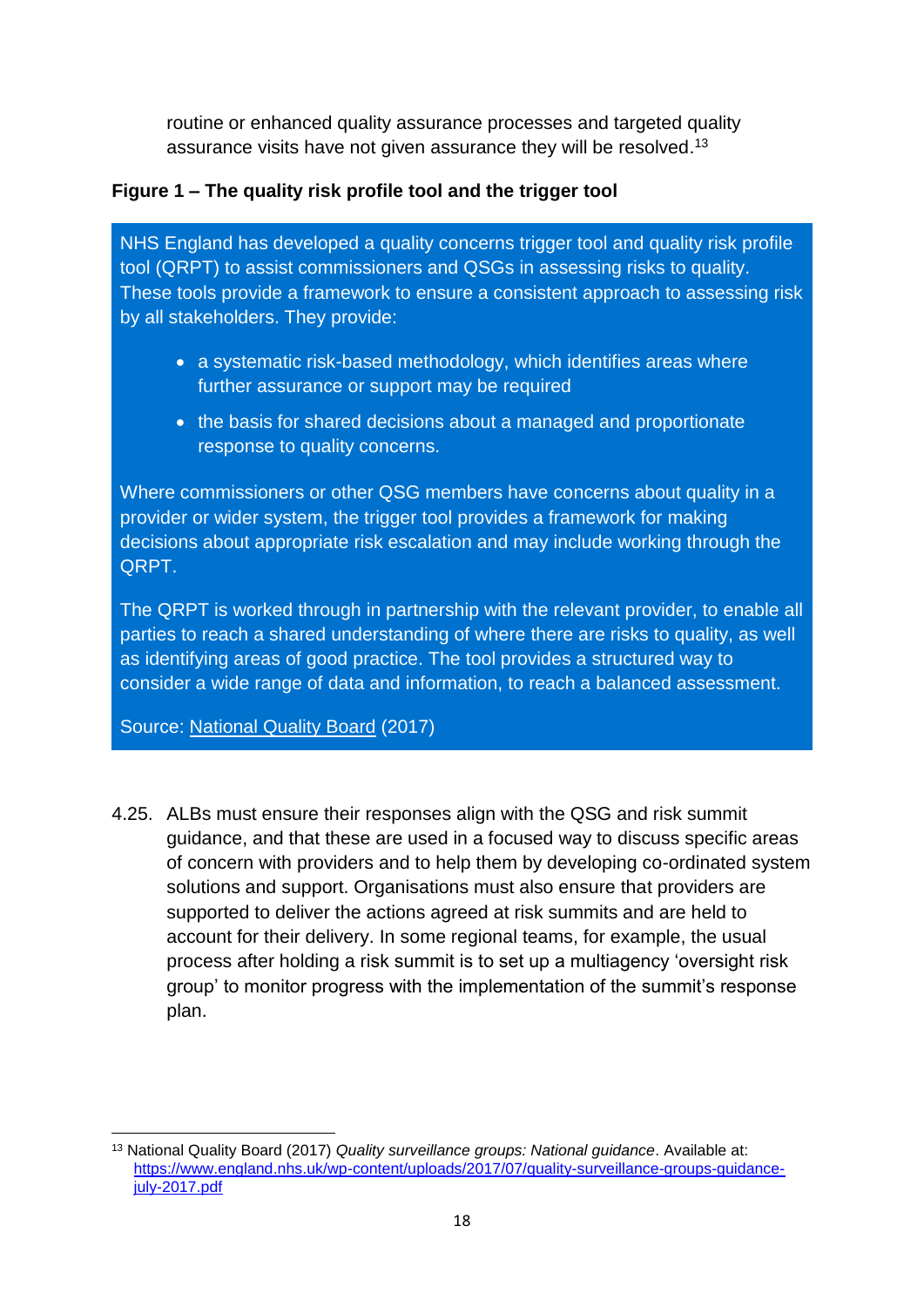routine or enhanced quality assurance processes and targeted quality assurance visits have not given assurance they will be resolved.[13]

**Figure 1 – The quality risk profile tool and the trigger tool**

> NHS England has developed a quality concerns trigger tool and quality risk profile tool (QRPT) to assist commissioners and QSGs in assessing risks to quality. These tools provide a framework to ensure a consistent approach to assessing risk by all stakeholders. They provide:
>
> - a systematic risk-based methodology, which identifies areas where further assurance or support may be required
> - the basis for shared decisions about a managed and proportionate response to quality concerns.
>
> Where commissioners or other QSG members have concerns about quality in a provider or wider system, the trigger tool provides a framework for making decisions about appropriate risk escalation and may include working through the QRPT.
>
> The QRPT is worked through in partnership with the relevant provider, to enable all parties to reach a shared understanding of where there are risks to quality, as well as identifying areas of good practice. The tool provides a structured way to consider a wide range of data and information, to reach a balanced assessment.
>
> Source: National Quality Board (2017)

4.25. ALBs must ensure their responses align with the QSG and risk summit guidance, and that these are used in a focused way to discuss specific areas of concern with providers and to help them by developing co-ordinated system solutions and support. Organisations must also ensure that providers are supported to deliver the actions agreed at risk summits and are held to account for their delivery. In some regional teams, for example, the usual process after holding a risk summit is to set up a multiagency 'oversight risk group' to monitor progress with the implementation of the summit's response plan.

[13] National Quality Board (2017) *Quality surveillance groups: National guidance*. Available at: https://www.england.nhs.uk/wp-content/uploads/2017/07/quality-surveillance-groups-guidance-july-2017.pdf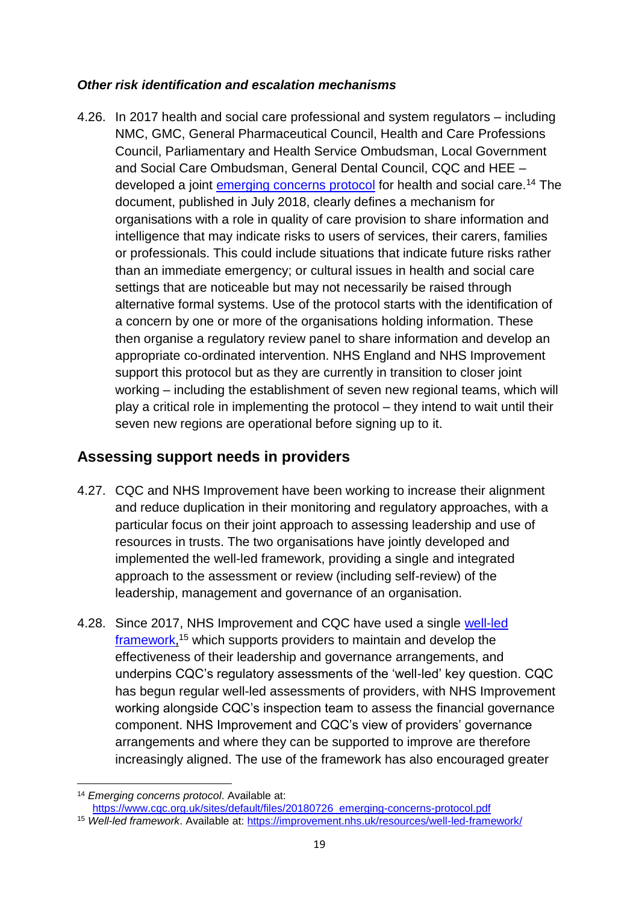### *Other risk identification and escalation mechanisms*

4.26. In 2017 health and social care professional and system regulators – including NMC, GMC, General Pharmaceutical Council, Health and Care Professions Council, Parliamentary and Health Service Ombudsman, Local Government and Social Care Ombudsman, General Dental Council, CQC and HEE – developed a joint [emerging concerns protocol](https://www.cqc.org.uk/sites/default/files/20180726_emerging-concerns-protocol.pdf) for health and social care.[14] The document, published in July 2018, clearly defines a mechanism for organisations with a role in quality of care provision to share information and intelligence that may indicate risks to users of services, their carers, families or professionals. This could include situations that indicate future risks rather than an immediate emergency; or cultural issues in health and social care settings that are noticeable but may not necessarily be raised through alternative formal systems. Use of the protocol starts with the identification of a concern by one or more of the organisations holding information. These then organise a regulatory review panel to share information and develop an appropriate co-ordinated intervention. NHS England and NHS Improvement support this protocol but as they are currently in transition to closer joint working – including the establishment of seven new regional teams, which will play a critical role in implementing the protocol – they intend to wait until their seven new regions are operational before signing up to it.

## Assessing support needs in providers

4.27. CQC and NHS Improvement have been working to increase their alignment and reduce duplication in their monitoring and regulatory approaches, with a particular focus on their joint approach to assessing leadership and use of resources in trusts. The two organisations have jointly developed and implemented the well-led framework, providing a single and integrated approach to the assessment or review (including self-review) of the leadership, management and governance of an organisation.

4.28. Since 2017, NHS Improvement and CQC have used a single [well-led framework,](https://improvement.nhs.uk/resources/well-led-framework/)[15] which supports providers to maintain and develop the effectiveness of their leadership and governance arrangements, and underpins CQC's regulatory assessments of the 'well-led' key question. CQC has begun regular well-led assessments of providers, with NHS Improvement working alongside CQC's inspection team to assess the financial governance component. NHS Improvement and CQC's view of providers' governance arrangements and where they can be supported to improve are therefore increasingly aligned. The use of the framework has also encouraged greater

---

[14] *Emerging concerns protocol*. Available at: https://www.cqc.org.uk/sites/default/files/20180726_emerging-concerns-protocol.pdf

[15] *Well-led framework*. Available at: https://improvement.nhs.uk/resources/well-led-framework/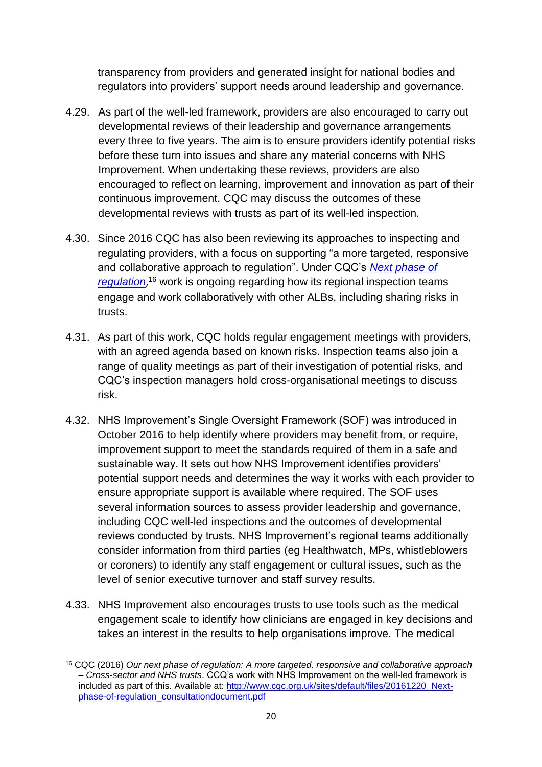transparency from providers and generated insight for national bodies and regulators into providers' support needs around leadership and governance.

4.29. As part of the well-led framework, providers are also encouraged to carry out developmental reviews of their leadership and governance arrangements every three to five years. The aim is to ensure providers identify potential risks before these turn into issues and share any material concerns with NHS Improvement. When undertaking these reviews, providers are also encouraged to reflect on learning, improvement and innovation as part of their continuous improvement. CQC may discuss the outcomes of these developmental reviews with trusts as part of its well-led inspection.

4.30. Since 2016 CQC has also been reviewing its approaches to inspecting and regulating providers, with a focus on supporting "a more targeted, responsive and collaborative approach to regulation". Under CQC's *[Next phase of regulation](http://www.cqc.org.uk/sites/default/files/20161220_Next-phase-of-regulation_consultationdocument.pdf)*,[16] work is ongoing regarding how its regional inspection teams engage and work collaboratively with other ALBs, including sharing risks in trusts.

4.31. As part of this work, CQC holds regular engagement meetings with providers, with an agreed agenda based on known risks. Inspection teams also join a range of quality meetings as part of their investigation of potential risks, and CQC's inspection managers hold cross-organisational meetings to discuss risk.

4.32. NHS Improvement's Single Oversight Framework (SOF) was introduced in October 2016 to help identify where providers may benefit from, or require, improvement support to meet the standards required of them in a safe and sustainable way. It sets out how NHS Improvement identifies providers' potential support needs and determines the way it works with each provider to ensure appropriate support is available where required. The SOF uses several information sources to assess provider leadership and governance, including CQC well-led inspections and the outcomes of developmental reviews conducted by trusts. NHS Improvement's regional teams additionally consider information from third parties (eg Healthwatch, MPs, whistleblowers or coroners) to identify any staff engagement or cultural issues, such as the level of senior executive turnover and staff survey results.

4.33. NHS Improvement also encourages trusts to use tools such as the medical engagement scale to identify how clinicians are engaged in key decisions and takes an interest in the results to help organisations improve. The medical

---

[16] CQC (2016) *Our next phase of regulation: A more targeted, responsive and collaborative approach – Cross-sector and NHS trusts*. CCQ's work with NHS Improvement on the well-led framework is included as part of this. Available at: [http://www.cqc.org.uk/sites/default/files/20161220_Next-phase-of-regulation_consultationdocument.pdf](http://www.cqc.org.uk/sites/default/files/20161220_Next-phase-of-regulation_consultationdocument.pdf)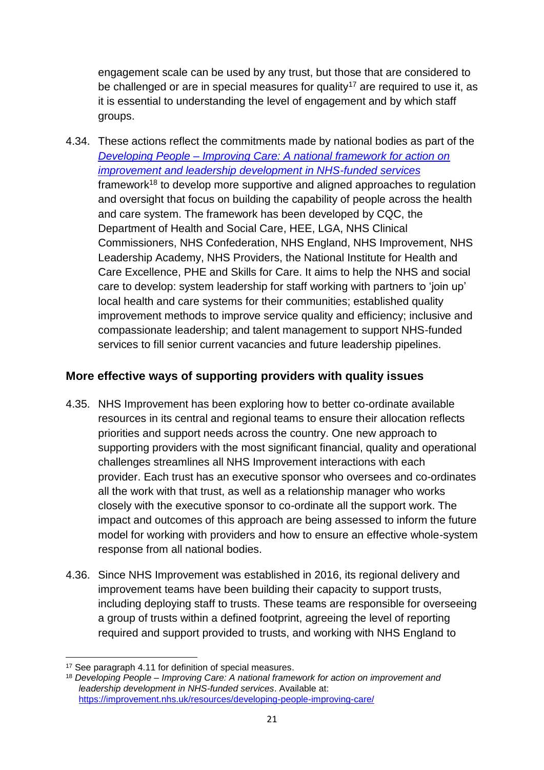engagement scale can be used by any trust, but those that are considered to be challenged or are in special measures for quality[17] are required to use it, as it is essential to understanding the level of engagement and by which staff groups.

4.34. These actions reflect the commitments made by national bodies as part of the [*Developing People – Improving Care: A national framework for action on improvement and leadership development in NHS-funded services*](https://improvement.nhs.uk/resources/developing-people-improving-care/) framework[18] to develop more supportive and aligned approaches to regulation and oversight that focus on building the capability of people across the health and care system. The framework has been developed by CQC, the Department of Health and Social Care, HEE, LGA, NHS Clinical Commissioners, NHS Confederation, NHS England, NHS Improvement, NHS Leadership Academy, NHS Providers, the National Institute for Health and Care Excellence, PHE and Skills for Care. It aims to help the NHS and social care to develop: system leadership for staff working with partners to 'join up' local health and care systems for their communities; established quality improvement methods to improve service quality and efficiency; inclusive and compassionate leadership; and talent management to support NHS-funded services to fill senior current vacancies and future leadership pipelines.

## More effective ways of supporting providers with quality issues

4.35. NHS Improvement has been exploring how to better co-ordinate available resources in its central and regional teams to ensure their allocation reflects priorities and support needs across the country. One new approach to supporting providers with the most significant financial, quality and operational challenges streamlines all NHS Improvement interactions with each provider. Each trust has an executive sponsor who oversees and co-ordinates all the work with that trust, as well as a relationship manager who works closely with the executive sponsor to co-ordinate all the support work. The impact and outcomes of this approach are being assessed to inform the future model for working with providers and how to ensure an effective whole-system response from all national bodies.

4.36. Since NHS Improvement was established in 2016, its regional delivery and improvement teams have been building their capacity to support trusts, including deploying staff to trusts. These teams are responsible for overseeing a group of trusts within a defined footprint, agreeing the level of reporting required and support provided to trusts, and working with NHS England to

---

[17] See paragraph 4.11 for definition of special measures.

[18] *Developing People – Improving Care: A national framework for action on improvement and leadership development in NHS-funded services*. Available at: https://improvement.nhs.uk/resources/developing-people-improving-care/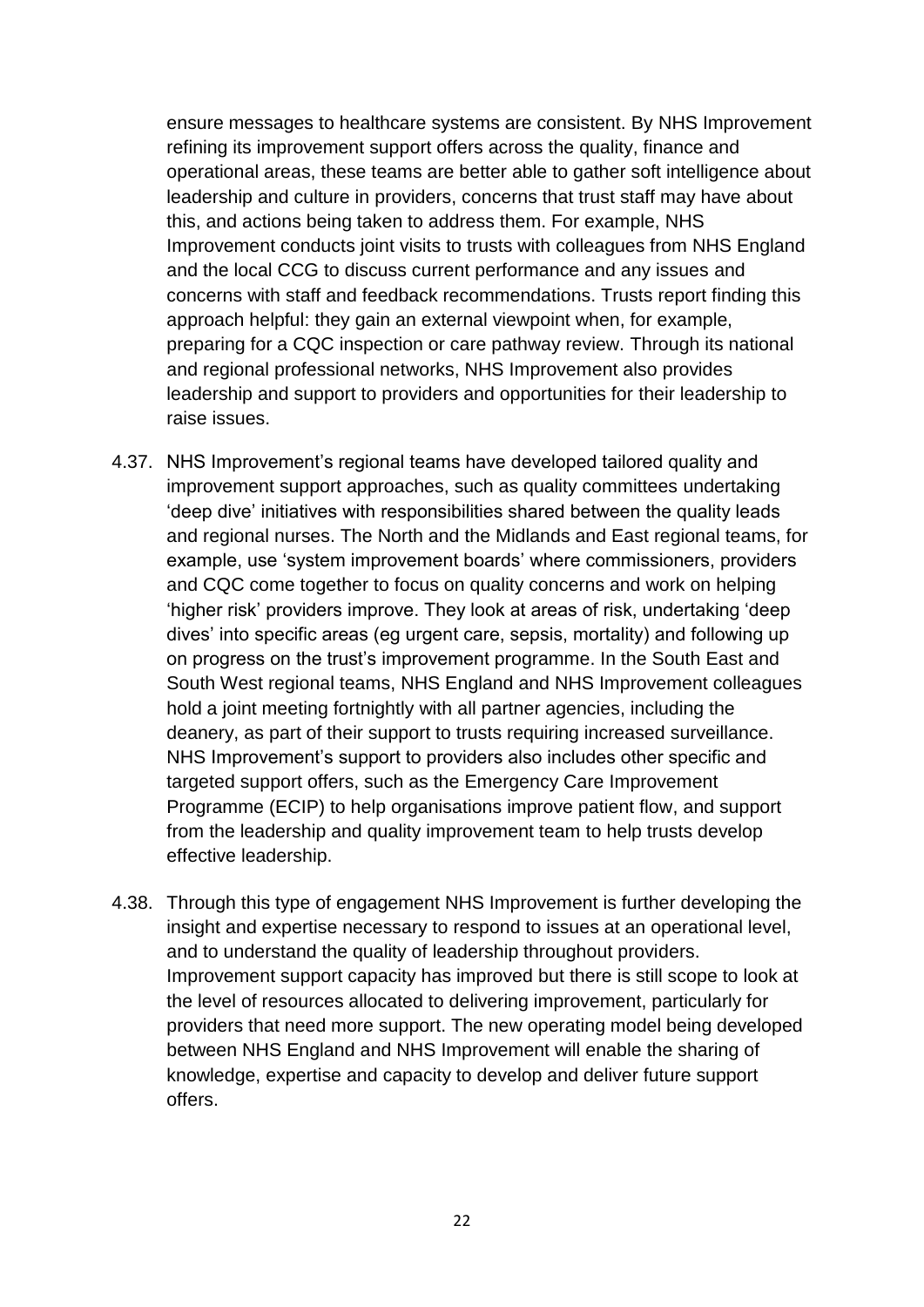ensure messages to healthcare systems are consistent. By NHS Improvement refining its improvement support offers across the quality, finance and operational areas, these teams are better able to gather soft intelligence about leadership and culture in providers, concerns that trust staff may have about this, and actions being taken to address them. For example, NHS Improvement conducts joint visits to trusts with colleagues from NHS England and the local CCG to discuss current performance and any issues and concerns with staff and feedback recommendations. Trusts report finding this approach helpful: they gain an external viewpoint when, for example, preparing for a CQC inspection or care pathway review. Through its national and regional professional networks, NHS Improvement also provides leadership and support to providers and opportunities for their leadership to raise issues.

4.37. NHS Improvement's regional teams have developed tailored quality and improvement support approaches, such as quality committees undertaking 'deep dive' initiatives with responsibilities shared between the quality leads and regional nurses. The North and the Midlands and East regional teams, for example, use 'system improvement boards' where commissioners, providers and CQC come together to focus on quality concerns and work on helping 'higher risk' providers improve. They look at areas of risk, undertaking 'deep dives' into specific areas (eg urgent care, sepsis, mortality) and following up on progress on the trust's improvement programme. In the South East and South West regional teams, NHS England and NHS Improvement colleagues hold a joint meeting fortnightly with all partner agencies, including the deanery, as part of their support to trusts requiring increased surveillance. NHS Improvement's support to providers also includes other specific and targeted support offers, such as the Emergency Care Improvement Programme (ECIP) to help organisations improve patient flow, and support from the leadership and quality improvement team to help trusts develop effective leadership.

4.38. Through this type of engagement NHS Improvement is further developing the insight and expertise necessary to respond to issues at an operational level, and to understand the quality of leadership throughout providers. Improvement support capacity has improved but there is still scope to look at the level of resources allocated to delivering improvement, particularly for providers that need more support. The new operating model being developed between NHS England and NHS Improvement will enable the sharing of knowledge, expertise and capacity to develop and deliver future support offers.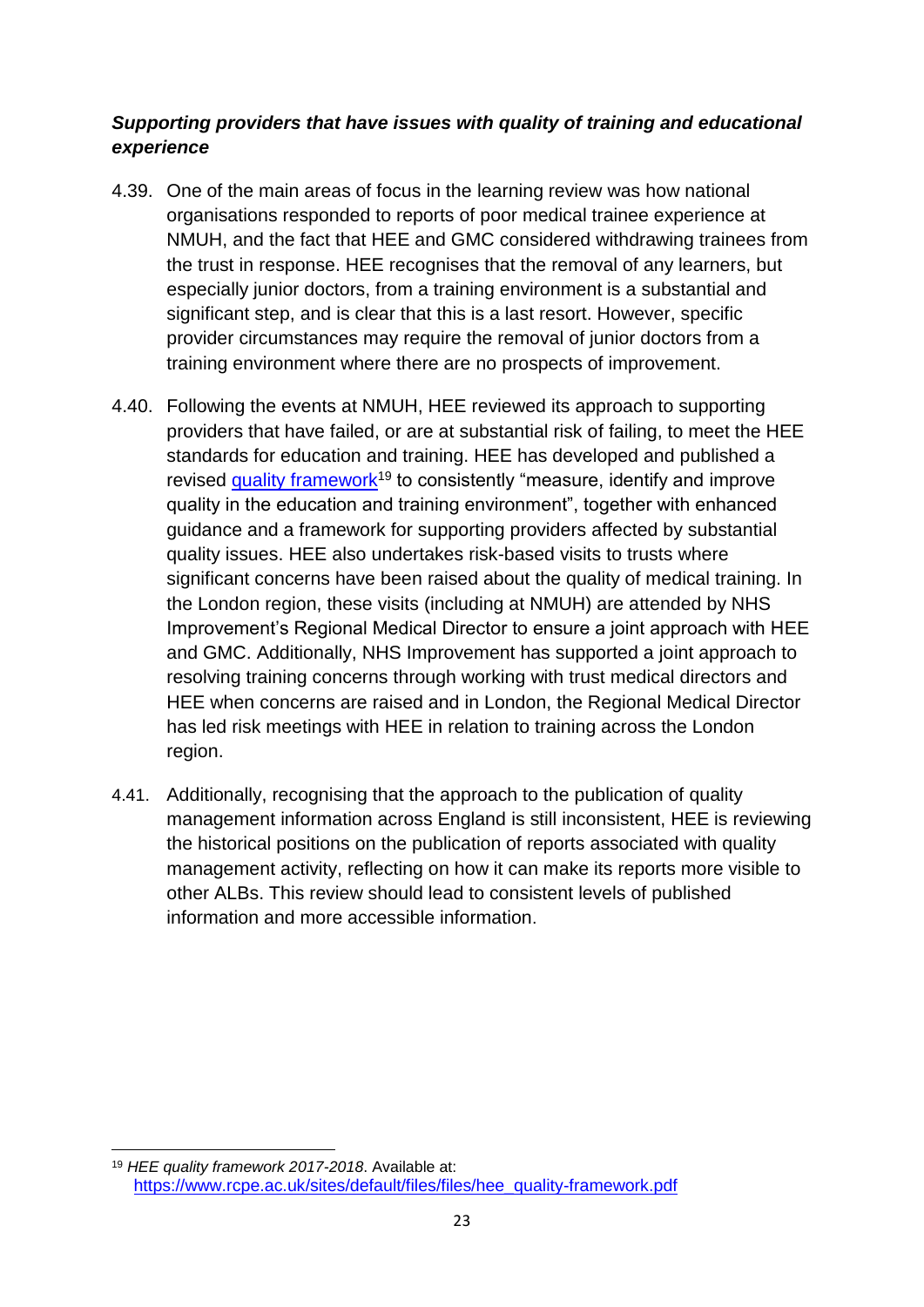***Supporting providers that have issues with quality of training and educational experience***

4.39. One of the main areas of focus in the learning review was how national organisations responded to reports of poor medical trainee experience at NMUH, and the fact that HEE and GMC considered withdrawing trainees from the trust in response. HEE recognises that the removal of any learners, but especially junior doctors, from a training environment is a substantial and significant step, and is clear that this is a last resort. However, specific provider circumstances may require the removal of junior doctors from a training environment where there are no prospects of improvement.

4.40. Following the events at NMUH, HEE reviewed its approach to supporting providers that have failed, or are at substantial risk of failing, to meet the HEE standards for education and training. HEE has developed and published a revised [quality framework](https://www.rcpe.ac.uk/sites/default/files/files/hee_quality-framework.pdf)[19] to consistently "measure, identify and improve quality in the education and training environment", together with enhanced guidance and a framework for supporting providers affected by substantial quality issues. HEE also undertakes risk-based visits to trusts where significant concerns have been raised about the quality of medical training. In the London region, these visits (including at NMUH) are attended by NHS Improvement's Regional Medical Director to ensure a joint approach with HEE and GMC. Additionally, NHS Improvement has supported a joint approach to resolving training concerns through working with trust medical directors and HEE when concerns are raised and in London, the Regional Medical Director has led risk meetings with HEE in relation to training across the London region.

4.41. Additionally, recognising that the approach to the publication of quality management information across England is still inconsistent, HEE is reviewing the historical positions on the publication of reports associated with quality management activity, reflecting on how it can make its reports more visible to other ALBs. This review should lead to consistent levels of published information and more accessible information.

---

[19] *HEE quality framework 2017-2018*. Available at: https://www.rcpe.ac.uk/sites/default/files/files/hee_quality-framework.pdf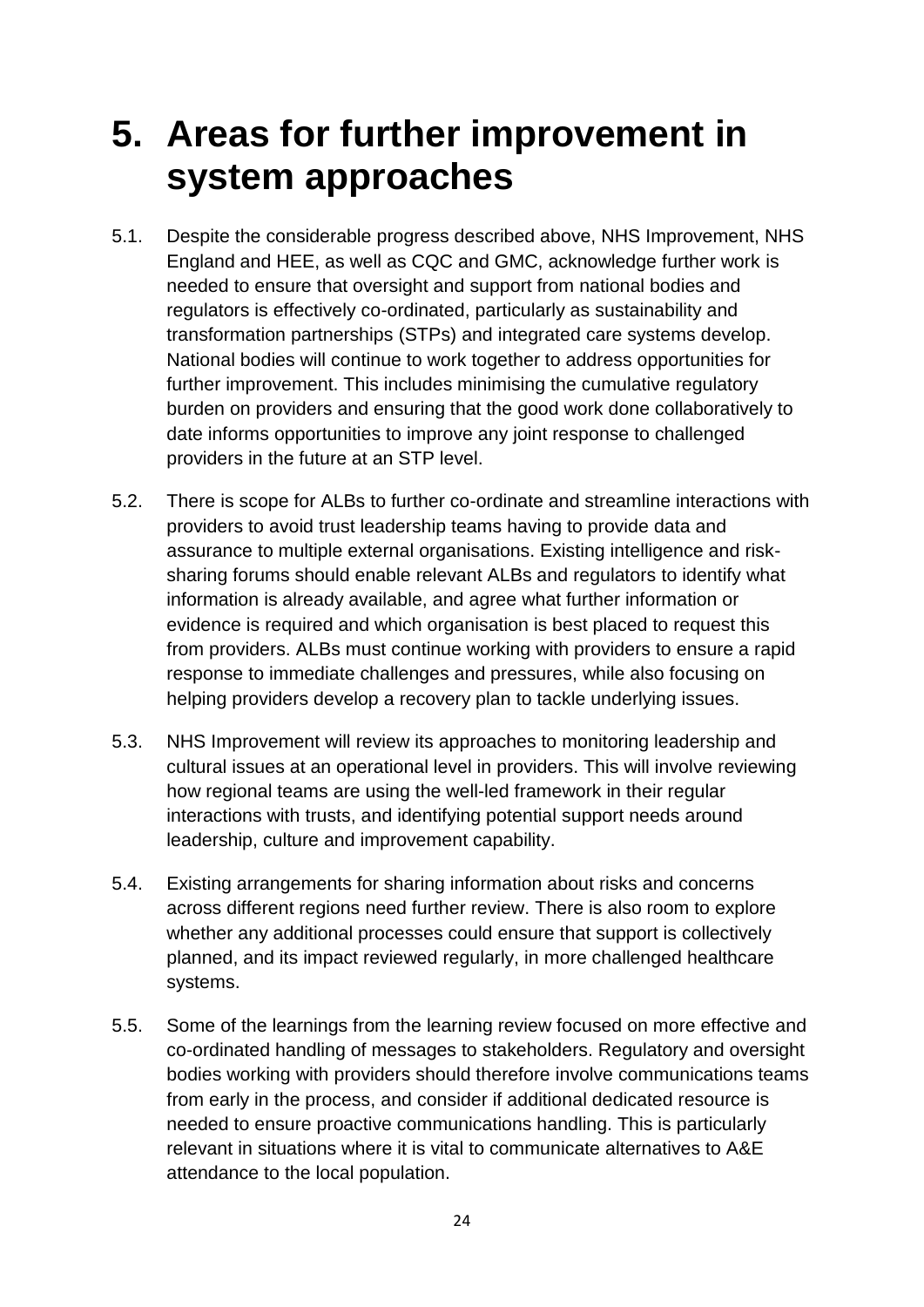# 5. Areas for further improvement in system approaches

5.1. Despite the considerable progress described above, NHS Improvement, NHS England and HEE, as well as CQC and GMC, acknowledge further work is needed to ensure that oversight and support from national bodies and regulators is effectively co-ordinated, particularly as sustainability and transformation partnerships (STPs) and integrated care systems develop. National bodies will continue to work together to address opportunities for further improvement. This includes minimising the cumulative regulatory burden on providers and ensuring that the good work done collaboratively to date informs opportunities to improve any joint response to challenged providers in the future at an STP level.

5.2. There is scope for ALBs to further co-ordinate and streamline interactions with providers to avoid trust leadership teams having to provide data and assurance to multiple external organisations. Existing intelligence and risk-sharing forums should enable relevant ALBs and regulators to identify what information is already available, and agree what further information or evidence is required and which organisation is best placed to request this from providers. ALBs must continue working with providers to ensure a rapid response to immediate challenges and pressures, while also focusing on helping providers develop a recovery plan to tackle underlying issues.

5.3. NHS Improvement will review its approaches to monitoring leadership and cultural issues at an operational level in providers. This will involve reviewing how regional teams are using the well-led framework in their regular interactions with trusts, and identifying potential support needs around leadership, culture and improvement capability.

5.4. Existing arrangements for sharing information about risks and concerns across different regions need further review. There is also room to explore whether any additional processes could ensure that support is collectively planned, and its impact reviewed regularly, in more challenged healthcare systems.

5.5. Some of the learnings from the learning review focused on more effective and co-ordinated handling of messages to stakeholders. Regulatory and oversight bodies working with providers should therefore involve communications teams from early in the process, and consider if additional dedicated resource is needed to ensure proactive communications handling. This is particularly relevant in situations where it is vital to communicate alternatives to A&E attendance to the local population.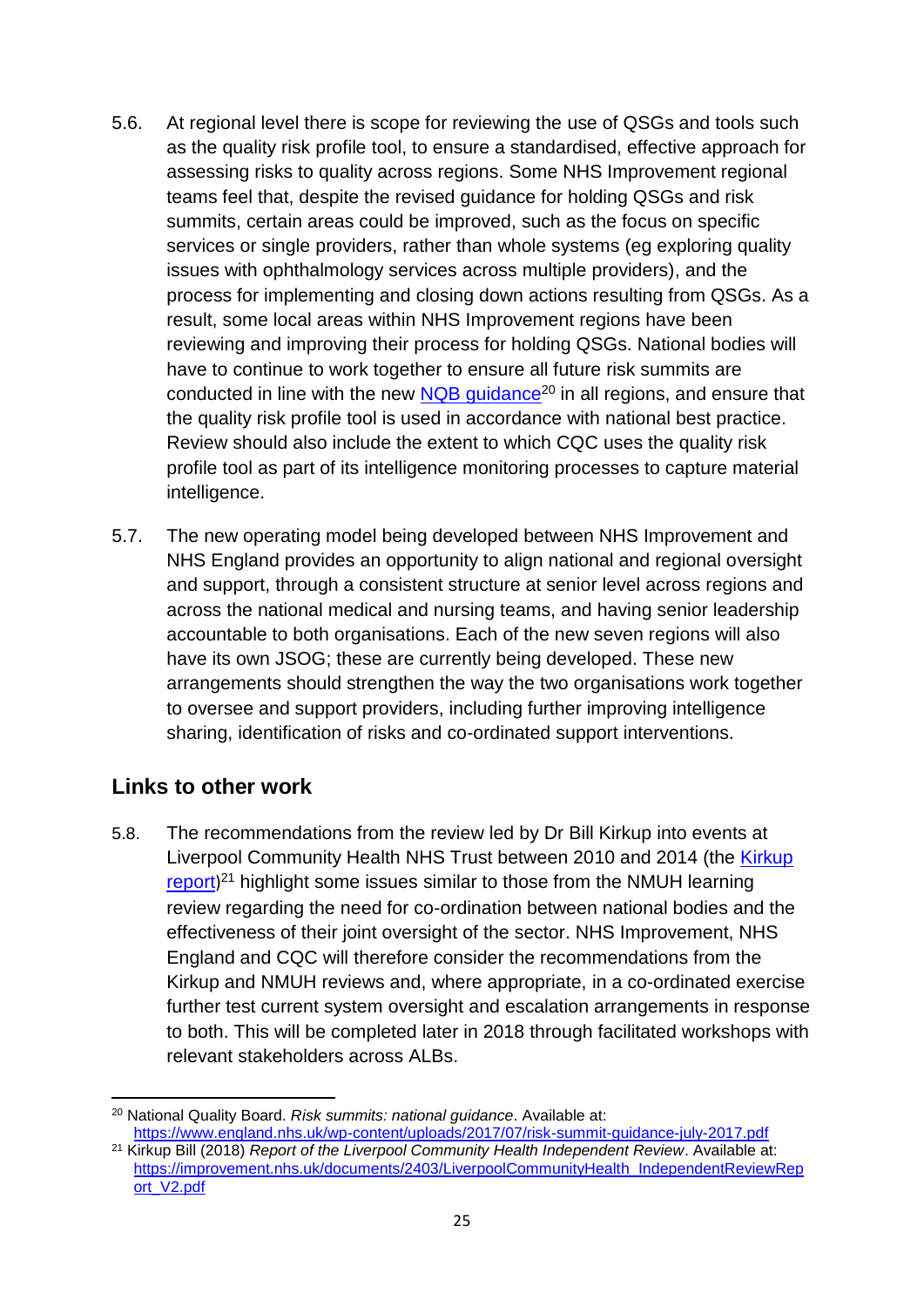5.6. At regional level there is scope for reviewing the use of QSGs and tools such as the quality risk profile tool, to ensure a standardised, effective approach for assessing risks to quality across regions. Some NHS Improvement regional teams feel that, despite the revised guidance for holding QSGs and risk summits, certain areas could be improved, such as the focus on specific services or single providers, rather than whole systems (eg exploring quality issues with ophthalmology services across multiple providers), and the process for implementing and closing down actions resulting from QSGs. As a result, some local areas within NHS Improvement regions have been reviewing and improving their process for holding QSGs. National bodies will have to continue to work together to ensure all future risk summits are conducted in line with the new [NQB guidance][20] in all regions, and ensure that the quality risk profile tool is used in accordance with national best practice. Review should also include the extent to which CQC uses the quality risk profile tool as part of its intelligence monitoring processes to capture material intelligence.

5.7. The new operating model being developed between NHS Improvement and NHS England provides an opportunity to align national and regional oversight and support, through a consistent structure at senior level across regions and across the national medical and nursing teams, and having senior leadership accountable to both organisations. Each of the new seven regions will also have its own JSOG; these are currently being developed. These new arrangements should strengthen the way the two organisations work together to oversee and support providers, including further improving intelligence sharing, identification of risks and co-ordinated support interventions.

## Links to other work

5.8. The recommendations from the review led by Dr Bill Kirkup into events at Liverpool Community Health NHS Trust between 2010 and 2014 (the [Kirkup report])[21] highlight some issues similar to those from the NMUH learning review regarding the need for co-ordination between national bodies and the effectiveness of their joint oversight of the sector. NHS Improvement, NHS England and CQC will therefore consider the recommendations from the Kirkup and NMUH reviews and, where appropriate, in a co-ordinated exercise further test current system oversight and escalation arrangements in response to both. This will be completed later in 2018 through facilitated workshops with relevant stakeholders across ALBs.

---

[20] National Quality Board. *Risk summits: national guidance*. Available at: https://www.england.nhs.uk/wp-content/uploads/2017/07/risk-summit-guidance-july-2017.pdf

[21] Kirkup Bill (2018) *Report of the Liverpool Community Health Independent Review*. Available at: https://improvement.nhs.uk/documents/2403/LiverpoolCommunityHealth_IndependentReviewReport_V2.pdf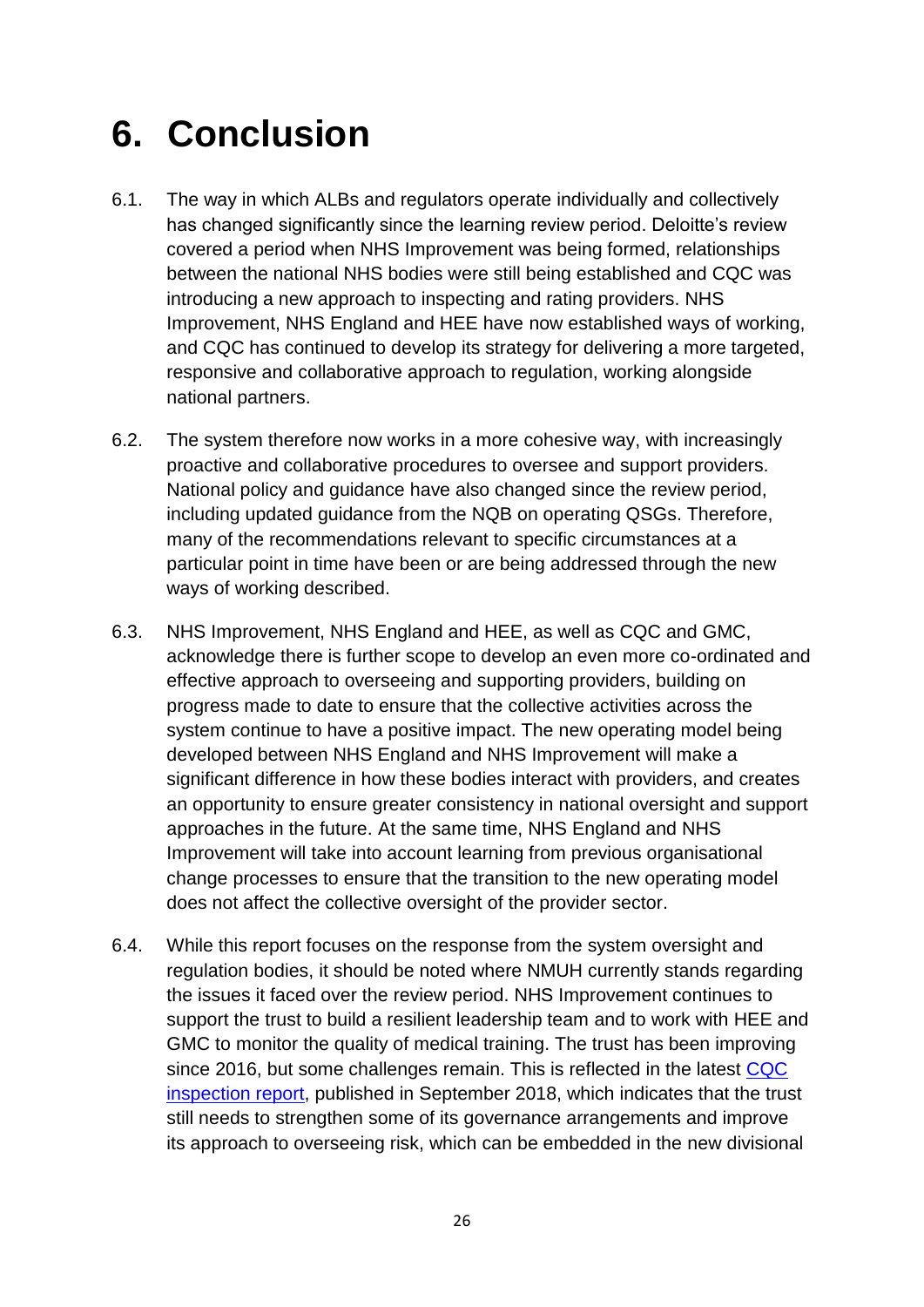# 6. Conclusion

6.1. The way in which ALBs and regulators operate individually and collectively has changed significantly since the learning review period. Deloitte's review covered a period when NHS Improvement was being formed, relationships between the national NHS bodies were still being established and CQC was introducing a new approach to inspecting and rating providers. NHS Improvement, NHS England and HEE have now established ways of working, and CQC has continued to develop its strategy for delivering a more targeted, responsive and collaborative approach to regulation, working alongside national partners.

6.2. The system therefore now works in a more cohesive way, with increasingly proactive and collaborative procedures to oversee and support providers. National policy and guidance have also changed since the review period, including updated guidance from the NQB on operating QSGs. Therefore, many of the recommendations relevant to specific circumstances at a particular point in time have been or are being addressed through the new ways of working described.

6.3. NHS Improvement, NHS England and HEE, as well as CQC and GMC, acknowledge there is further scope to develop an even more co-ordinated and effective approach to overseeing and supporting providers, building on progress made to date to ensure that the collective activities across the system continue to have a positive impact. The new operating model being developed between NHS England and NHS Improvement will make a significant difference in how these bodies interact with providers, and creates an opportunity to ensure greater consistency in national oversight and support approaches in the future. At the same time, NHS England and NHS Improvement will take into account learning from previous organisational change processes to ensure that the transition to the new operating model does not affect the collective oversight of the provider sector.

6.4. While this report focuses on the response from the system oversight and regulation bodies, it should be noted where NMUH currently stands regarding the issues it faced over the review period. NHS Improvement continues to support the trust to build a resilient leadership team and to work with HEE and GMC to monitor the quality of medical training. The trust has been improving since 2016, but some challenges remain. This is reflected in the latest CQC inspection report, published in September 2018, which indicates that the trust still needs to strengthen some of its governance arrangements and improve its approach to overseeing risk, which can be embedded in the new divisional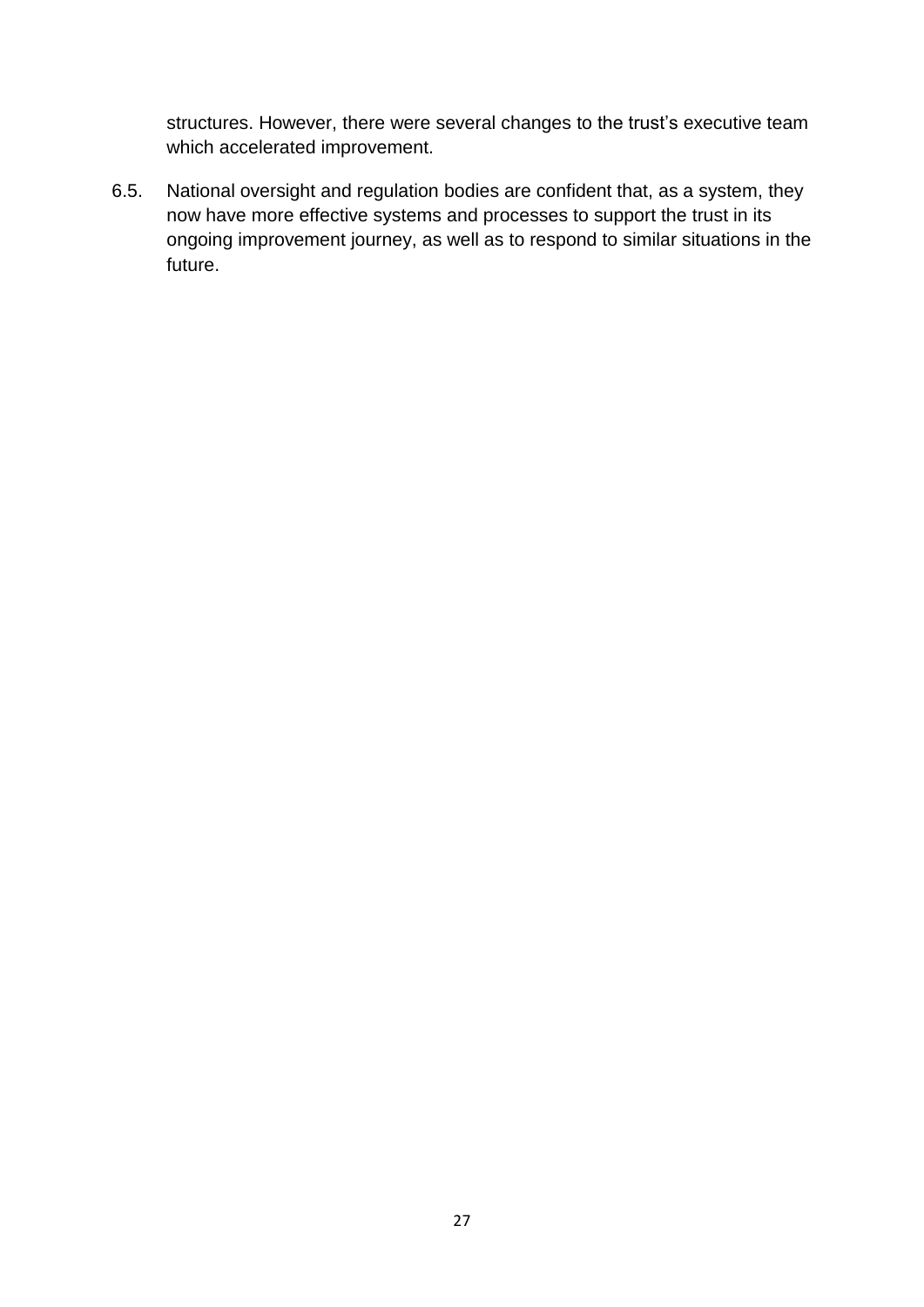structures. However, there were several changes to the trust's executive team which accelerated improvement.

6.5. National oversight and regulation bodies are confident that, as a system, they now have more effective systems and processes to support the trust in its ongoing improvement journey, as well as to respond to similar situations in the future.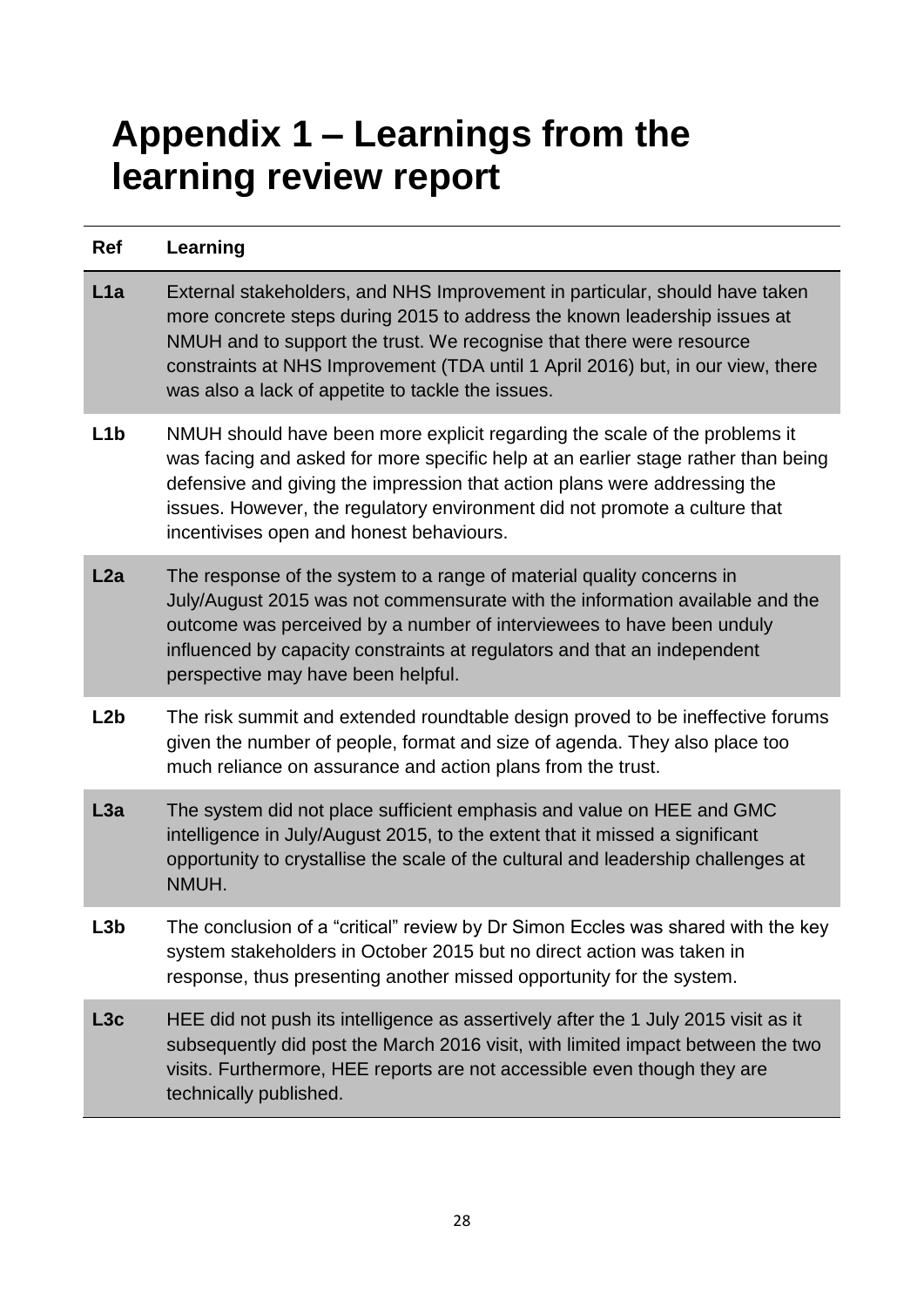# Appendix 1 – Learnings from the learning review report

| Ref | Learning |
|---|---|
| **L1a** | External stakeholders, and NHS Improvement in particular, should have taken more concrete steps during 2015 to address the known leadership issues at NMUH and to support the trust. We recognise that there were resource constraints at NHS Improvement (TDA until 1 April 2016) but, in our view, there was also a lack of appetite to tackle the issues. |
| **L1b** | NMUH should have been more explicit regarding the scale of the problems it was facing and asked for more specific help at an earlier stage rather than being defensive and giving the impression that action plans were addressing the issues. However, the regulatory environment did not promote a culture that incentivises open and honest behaviours. |
| **L2a** | The response of the system to a range of material quality concerns in July/August 2015 was not commensurate with the information available and the outcome was perceived by a number of interviewees to have been unduly influenced by capacity constraints at regulators and that an independent perspective may have been helpful. |
| **L2b** | The risk summit and extended roundtable design proved to be ineffective forums given the number of people, format and size of agenda. They also place too much reliance on assurance and action plans from the trust. |
| **L3a** | The system did not place sufficient emphasis and value on HEE and GMC intelligence in July/August 2015, to the extent that it missed a significant opportunity to crystallise the scale of the cultural and leadership challenges at NMUH. |
| **L3b** | The conclusion of a "critical" review by Dr Simon Eccles was shared with the key system stakeholders in October 2015 but no direct action was taken in response, thus presenting another missed opportunity for the system. |
| **L3c** | HEE did not push its intelligence as assertively after the 1 July 2015 visit as it subsequently did post the March 2016 visit, with limited impact between the two visits. Furthermore, HEE reports are not accessible even though they are technically published. |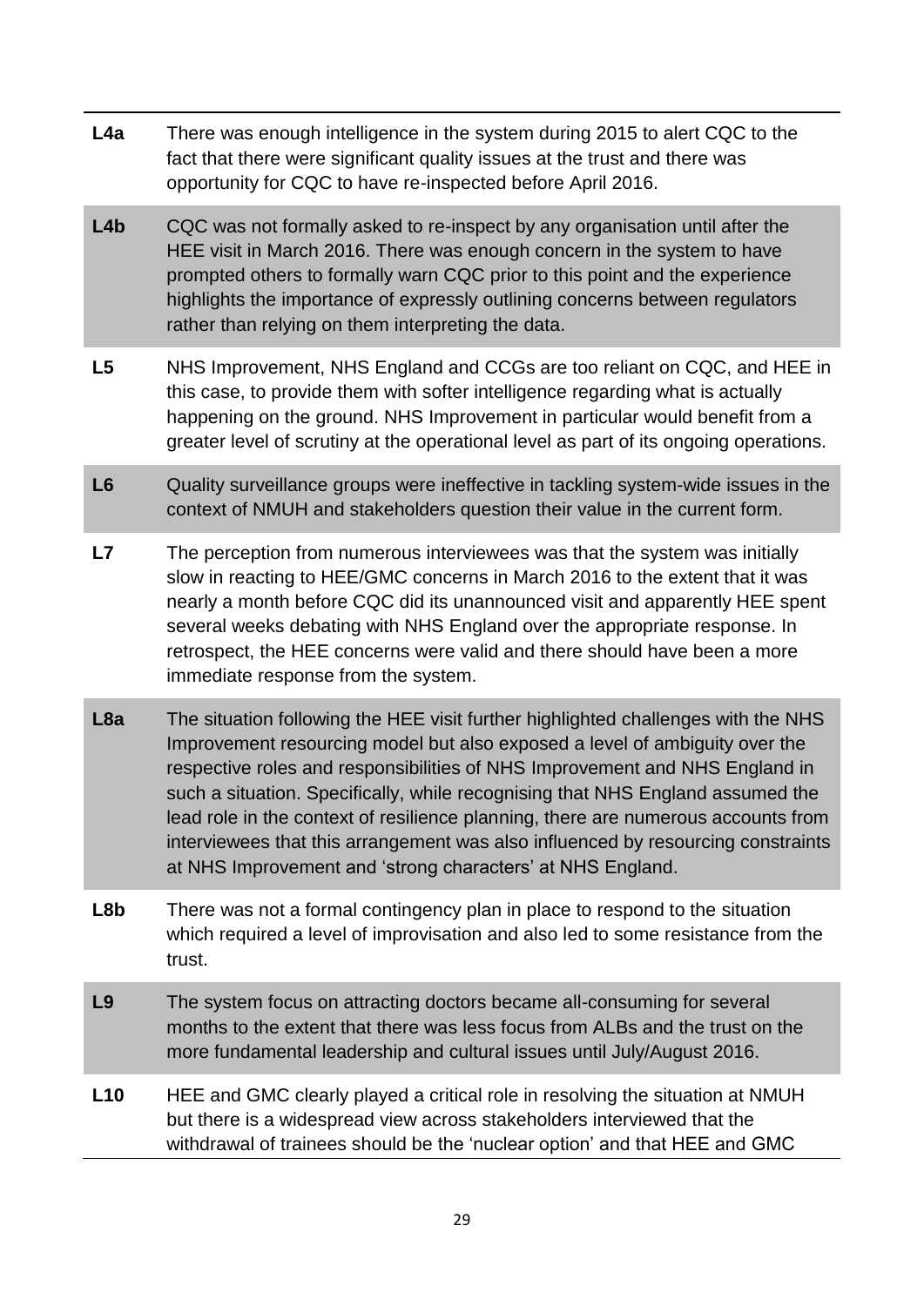| | |
|---|---|
| **L4a** | There was enough intelligence in the system during 2015 to alert CQC to the fact that there were significant quality issues at the trust and there was opportunity for CQC to have re-inspected before April 2016. |
| **L4b** | CQC was not formally asked to re-inspect by any organisation until after the HEE visit in March 2016. There was enough concern in the system to have prompted others to formally warn CQC prior to this point and the experience highlights the importance of expressly outlining concerns between regulators rather than relying on them interpreting the data. |
| **L5** | NHS Improvement, NHS England and CCGs are too reliant on CQC, and HEE in this case, to provide them with softer intelligence regarding what is actually happening on the ground. NHS Improvement in particular would benefit from a greater level of scrutiny at the operational level as part of its ongoing operations. |
| **L6** | Quality surveillance groups were ineffective in tackling system-wide issues in the context of NMUH and stakeholders question their value in the current form. |
| **L7** | The perception from numerous interviewees was that the system was initially slow in reacting to HEE/GMC concerns in March 2016 to the extent that it was nearly a month before CQC did its unannounced visit and apparently HEE spent several weeks debating with NHS England over the appropriate response. In retrospect, the HEE concerns were valid and there should have been a more immediate response from the system. |
| **L8a** | The situation following the HEE visit further highlighted challenges with the NHS Improvement resourcing model but also exposed a level of ambiguity over the respective roles and responsibilities of NHS Improvement and NHS England in such a situation. Specifically, while recognising that NHS England assumed the lead role in the context of resilience planning, there are numerous accounts from interviewees that this arrangement was also influenced by resourcing constraints at NHS Improvement and 'strong characters' at NHS England. |
| **L8b** | There was not a formal contingency plan in place to respond to the situation which required a level of improvisation and also led to some resistance from the trust. |
| **L9** | The system focus on attracting doctors became all-consuming for several months to the extent that there was less focus from ALBs and the trust on the more fundamental leadership and cultural issues until July/August 2016. |
| **L10** | HEE and GMC clearly played a critical role in resolving the situation at NMUH but there is a widespread view across stakeholders interviewed that the withdrawal of trainees should be the 'nuclear option' and that HEE and GMC |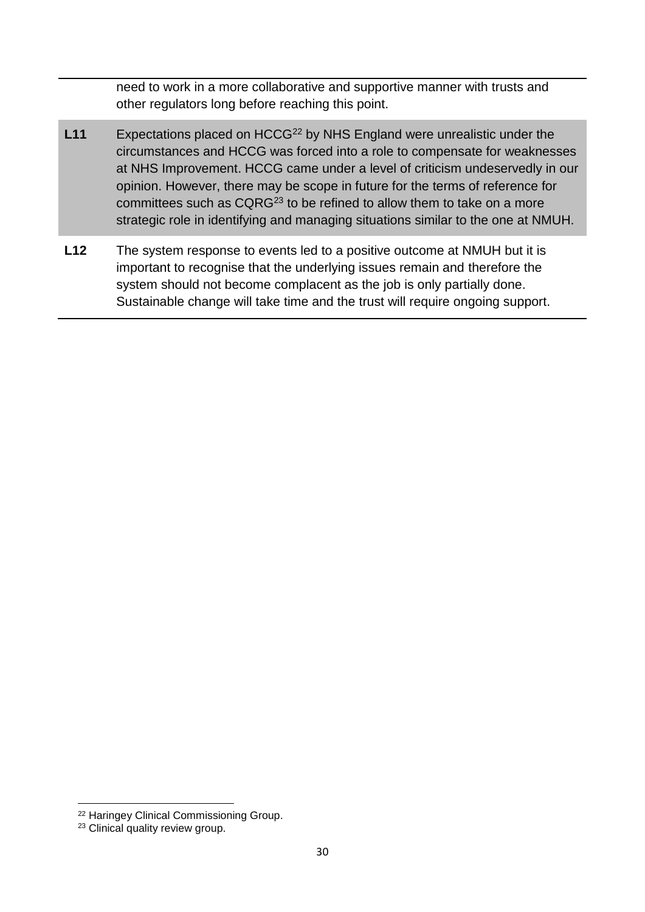| | |
|---|---|
| | need to work in a more collaborative and supportive manner with trusts and other regulators long before reaching this point. |
| **L11** | Expectations placed on HCCG[22] by NHS England were unrealistic under the circumstances and HCCG was forced into a role to compensate for weaknesses at NHS Improvement. HCCG came under a level of criticism undeservedly in our opinion. However, there may be scope in future for the terms of reference for committees such as CQRG[23] to be refined to allow them to take on a more strategic role in identifying and managing situations similar to the one at NMUH. |
| **L12** | The system response to events led to a positive outcome at NMUH but it is important to recognise that the underlying issues remain and therefore the system should not become complacent as the job is only partially done. Sustainable change will take time and the trust will require ongoing support. |

[22] Haringey Clinical Commissioning Group.

[23] Clinical quality review group.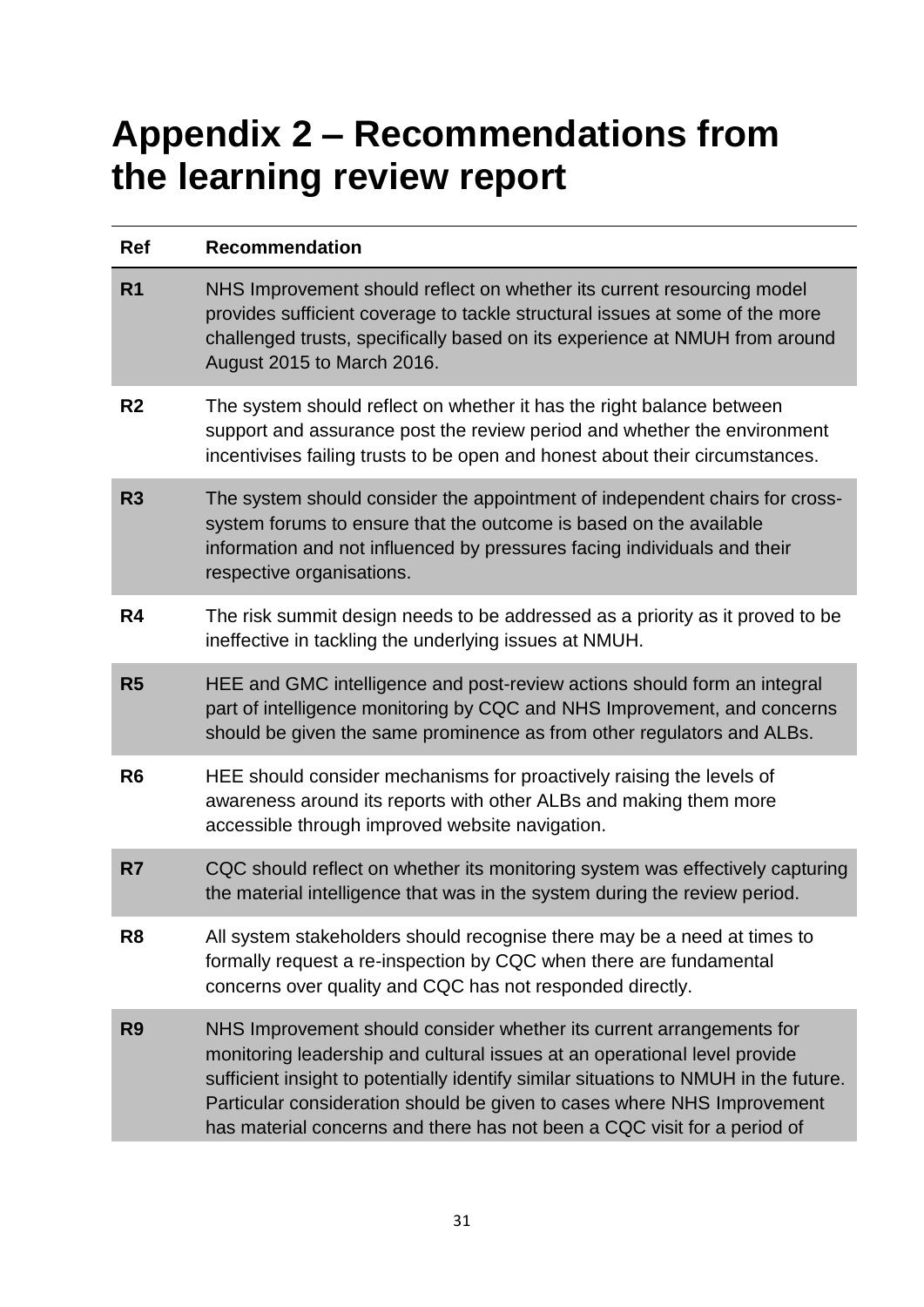# Appendix 2 – Recommendations from the learning review report

| Ref | Recommendation |
|---|---|
| **R1** | NHS Improvement should reflect on whether its current resourcing model provides sufficient coverage to tackle structural issues at some of the more challenged trusts, specifically based on its experience at NMUH from around August 2015 to March 2016. |
| **R2** | The system should reflect on whether it has the right balance between support and assurance post the review period and whether the environment incentivises failing trusts to be open and honest about their circumstances. |
| **R3** | The system should consider the appointment of independent chairs for cross-system forums to ensure that the outcome is based on the available information and not influenced by pressures facing individuals and their respective organisations. |
| **R4** | The risk summit design needs to be addressed as a priority as it proved to be ineffective in tackling the underlying issues at NMUH. |
| **R5** | HEE and GMC intelligence and post-review actions should form an integral part of intelligence monitoring by CQC and NHS Improvement, and concerns should be given the same prominence as from other regulators and ALBs. |
| **R6** | HEE should consider mechanisms for proactively raising the levels of awareness around its reports with other ALBs and making them more accessible through improved website navigation. |
| **R7** | CQC should reflect on whether its monitoring system was effectively capturing the material intelligence that was in the system during the review period. |
| **R8** | All system stakeholders should recognise there may be a need at times to formally request a re-inspection by CQC when there are fundamental concerns over quality and CQC has not responded directly. |
| **R9** | NHS Improvement should consider whether its current arrangements for monitoring leadership and cultural issues at an operational level provide sufficient insight to potentially identify similar situations to NMUH in the future. Particular consideration should be given to cases where NHS Improvement has material concerns and there has not been a CQC visit for a period of |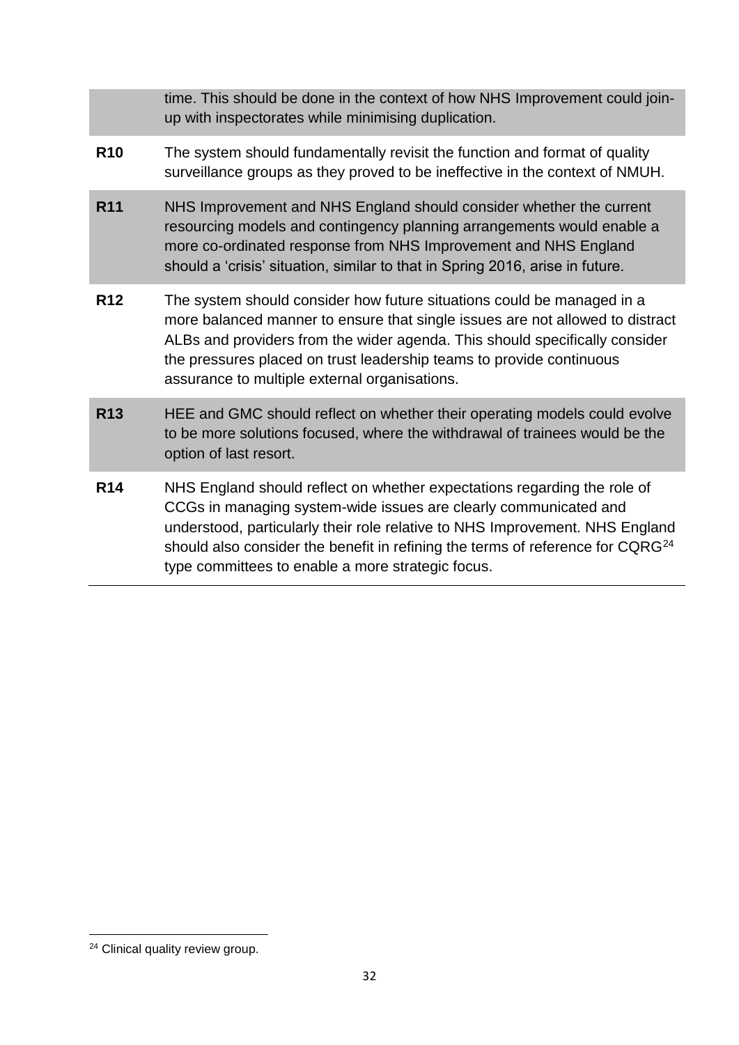| | |
|---|---|
| | time. This should be done in the context of how NHS Improvement could join-up with inspectorates while minimising duplication. |
| **R10** | The system should fundamentally revisit the function and format of quality surveillance groups as they proved to be ineffective in the context of NMUH. |
| **R11** | NHS Improvement and NHS England should consider whether the current resourcing models and contingency planning arrangements would enable a more co-ordinated response from NHS Improvement and NHS England should a 'crisis' situation, similar to that in Spring 2016, arise in future. |
| **R12** | The system should consider how future situations could be managed in a more balanced manner to ensure that single issues are not allowed to distract ALBs and providers from the wider agenda. This should specifically consider the pressures placed on trust leadership teams to provide continuous assurance to multiple external organisations. |
| **R13** | HEE and GMC should reflect on whether their operating models could evolve to be more solutions focused, where the withdrawal of trainees would be the option of last resort. |
| **R14** | NHS England should reflect on whether expectations regarding the role of CCGs in managing system-wide issues are clearly communicated and understood, particularly their role relative to NHS Improvement. NHS England should also consider the benefit in refining the terms of reference for CQRG[24] type committees to enable a more strategic focus. |

[24] Clinical quality review group.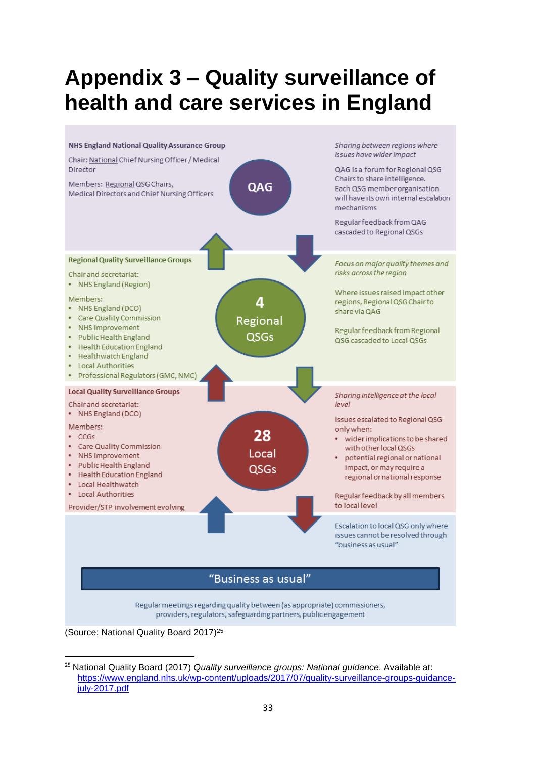# Appendix 3 – Quality surveillance of health and care services in England

**NHS England National Quality Assurance Group**

Chair: National Chief Nursing Officer / Medical Director

Members: Regional QSG Chairs, Medical Directors and Chief Nursing Officers

QAG

*Sharing between regions where issues have wider impact*

QAG is a forum for Regional QSG Chairs to share intelligence. Each QSG member organisation will have its own internal escalation mechanisms

Regular feedback from QAG cascaded to Regional QSGs

**Regional Quality Surveillance Groups**

Chair and secretariat:

- NHS England (Region)

Members:

- NHS England (DCO)
- Care Quality Commission
- NHS Improvement
- Public Health England
- Health Education England
- Healthwatch England
- Local Authorities
- Professional Regulators (GMC, NMC)

4 Regional QSGs

*Focus on major quality themes and risks across the region*

Where issues raised impact other regions, Regional QSG Chair to share via QAG

Regular feedback from Regional QSG cascaded to Local QSGs

**Local Quality Surveillance Groups**

Chair and secretariat:

- NHS England (DCO)

Members:

- CCGs
- Care Quality Commission
- NHS Improvement
- Public Health England
- Health Education England
- Local Healthwatch
- Local Authorities

Provider/STP involvement evolving

28 Local QSGs

*Sharing intelligence at the local level*

Issues escalated to Regional QSG only when:

- wider implications to be shared with other local QSGs
- potential regional or national impact, or may require a regional or national response

Regular feedback by all members to local level

Escalation to local QSG only where issues cannot be resolved through "business as usual"

"Business as usual"

Regular meetings regarding quality between (as appropriate) commissioners, providers, regulators, safeguarding partners, public engagement

(Source: National Quality Board 2017)[25]

[25] National Quality Board (2017) *Quality surveillance groups: National guidance*. Available at: https://www.england.nhs.uk/wp-content/uploads/2017/07/quality-surveillance-groups-guidance-july-2017.pdf